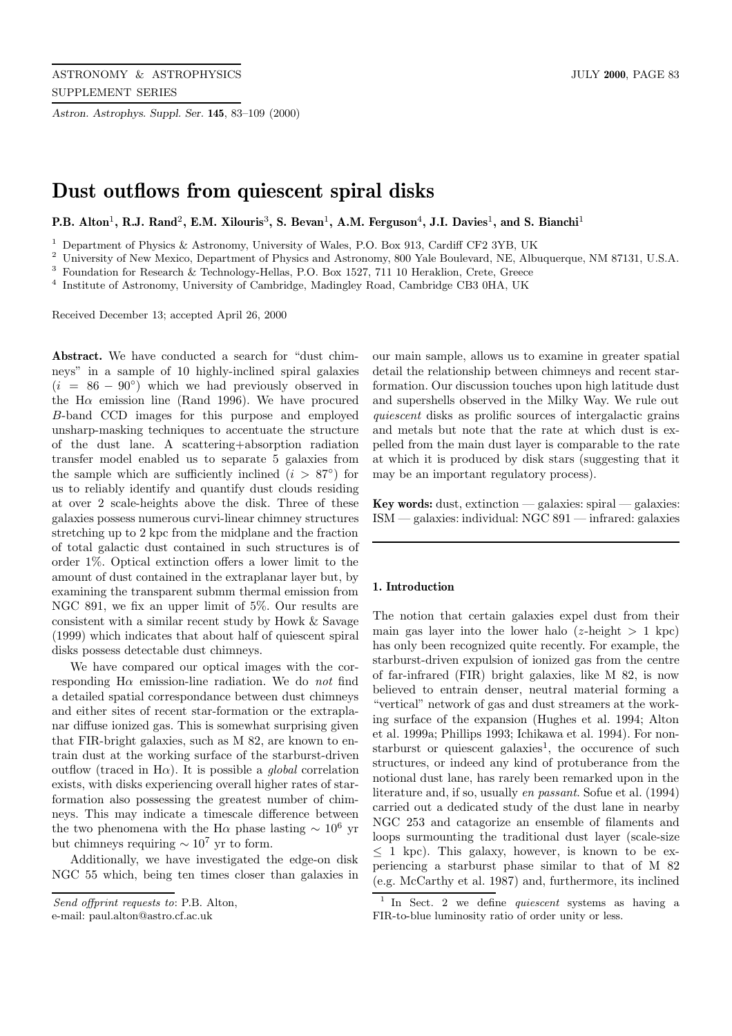# Dust outflows from quiescent spiral disks

**P.B. Alton[1], R.J. Rand[2], E.M. Xilouris[3], S. Bevan[1], A.M. Ferguson[4], J.I. Davies[1], and S. Bianchi[1]**

[1] Department of Physics & Astronomy, University of Wales, P.O. Box 913, Cardiff CF2 3YB, UK
[2] University of New Mexico, Department of Physics and Astronomy, 800 Yale Boulevard, NE, Albuquerque, NM 87131, U.S.A.
[3] Foundation for Research & Technology-Hellas, P.O. Box 1527, 711 10 Heraklion, Crete, Greece
[4] Institute of Astronomy, University of Cambridge, Madingley Road, Cambridge CB3 0HA, UK

Received December 13; accepted April 26, 2000

**Abstract.** We have conducted a search for "dust chimneys" in a sample of 10 highly-inclined spiral galaxies ($i = 86 - 90^{\circ}$) which we had previously observed in the H$\alpha$ emission line (Rand 1996). We have procured $B$-band CCD images for this purpose and employed unsharp-masking techniques to accentuate the structure of the dust lane. A scattering+absorption radiation transfer model enabled us to separate 5 galaxies from the sample which are sufficiently inclined ($i > 87^{\circ}$) for us to reliably identify and quantify dust clouds residing at over 2 scale-heights above the disk. Three of these galaxies possess numerous curvi-linear chimney structures stretching up to 2 kpc from the midplane and the fraction of total galactic dust contained in such structures is of order 1%. Optical extinction offers a lower limit to the amount of dust contained in the extraplanar layer but, by examining the transparent submm thermal emission from NGC 891, we fix an upper limit of 5%. Our results are consistent with a similar recent study by Howk & Savage (1999) which indicates that about half of quiescent spiral disks possess detectable dust chimneys.

We have compared our optical images with the corresponding H$\alpha$ emission-line radiation. We do *not* find a detailed spatial correspondance between dust chimneys and either sites of recent star-formation or the extraplanar diffuse ionized gas. This is somewhat surprising given that FIR-bright galaxies, such as M 82, are known to entrain dust at the working surface of the starburst-driven outflow (traced in H$\alpha$). It is possible a *global* correlation exists, with disks experiencing overall higher rates of star-formation also possessing the greatest number of chimneys. This may indicate a timescale difference between the two phenomena with the H$\alpha$ phase lasting $\sim 10^{6}$ yr but chimneys requiring $\sim 10^{7}$ yr to form.

Additionally, we have investigated the edge-on disk NGC 55 which, being ten times closer than galaxies in our main sample, allows us to examine in greater spatial detail the relationship between chimneys and recent star-formation. Our discussion touches upon high latitude dust and supershells observed in the Milky Way. We rule out *quiescent* disks as prolific sources of intergalactic grains and metals but note that the rate at which dust is expelled from the main dust layer is comparable to the rate at which it is produced by disk stars (suggesting that it may be an important regulatory process).

**Key words:** dust, extinction — galaxies: spiral — galaxies: ISM — galaxies: individual: NGC 891 — infrared: galaxies

*Send offprint requests to*: P.B. Alton,
e-mail: paul.alton@astro.cf.ac.uk

## 1. Introduction

The notion that certain galaxies expel dust from their main gas layer into the lower halo ($z$-height $> 1$ kpc) has only been recognized quite recently. For example, the starburst-driven expulsion of ionized gas from the centre of far-infrared (FIR) bright galaxies, like M 82, is now believed to entrain denser, neutral material forming a "vertical" network of gas and dust streamers at the working surface of the expansion (Hughes et al. 1994; Alton et al. 1999a; Phillips 1993; Ichikawa et al. 1994). For non-starburst or quiescent galaxies[1], the occurence of such structures, or indeed any kind of protuberance from the notional dust lane, has rarely been remarked upon in the literature and, if so, usually *en passant*. Sofue et al. (1994) carried out a dedicated study of the dust lane in nearby NGC 253 and catagorize an ensemble of filaments and loops surmounting the traditional dust layer (scale-size $\leq$ 1 kpc). This galaxy, however, is known to be experiencing a starburst phase similar to that of M 82 (e.g. McCarthy et al. 1987) and, furthermore, its inclined

[1] In Sect. 2 we define *quiescent* systems as having a FIR-to-blue luminosity ratio of order unity or less.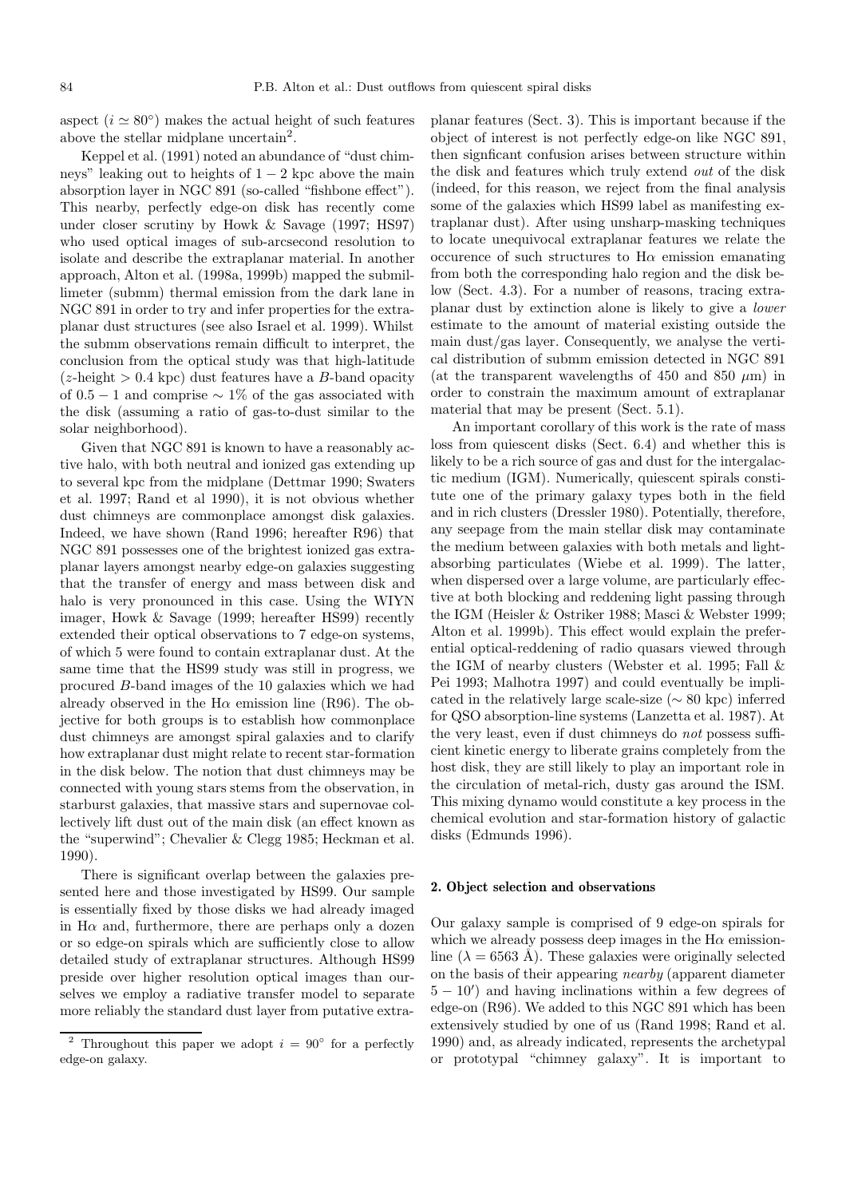aspect ($i \simeq 80^\circ$) makes the actual height of such features above the stellar midplane uncertain[2].

Keppel et al. (1991) noted an abundance of "dust chimneys" leaking out to heights of $1-2$ kpc above the main absorption layer in NGC 891 (so-called "fishbone effect"). This nearby, perfectly edge-on disk has recently come under closer scrutiny by Howk & Savage (1997; HS97) who used optical images of sub-arcsecond resolution to isolate and describe the extraplanar material. In another approach, Alton et al. (1998a, 1999b) mapped the submillimeter (submm) thermal emission from the dark lane in NGC 891 in order to try and infer properties for the extraplanar dust structures (see also Israel et al. 1999). Whilst the submm observations remain difficult to interpret, the conclusion from the optical study was that high-latitude ($z$-height $> 0.4$ kpc) dust features have a $B$-band opacity of $0.5-1$ and comprise $\sim 1$% of the gas associated with the disk (assuming a ratio of gas-to-dust similar to the solar neighborhood).

Given that NGC 891 is known to have a reasonably active halo, with both neutral and ionized gas extending up to several kpc from the midplane (Dettmar 1990; Swaters et al. 1997; Rand et al 1990), it is not obvious whether dust chimneys are commonplace amongst disk galaxies. Indeed, we have shown (Rand 1996; hereafter R96) that NGC 891 possesses one of the brightest ionized gas extraplanar layers amongst nearby edge-on galaxies suggesting that the transfer of energy and mass between disk and halo is very pronounced in this case. Using the WIYN imager, Howk & Savage (1999; hereafter HS99) recently extended their optical observations to 7 edge-on systems, of which 5 were found to contain extraplanar dust. At the same time that the HS99 study was still in progress, we procured $B$-band images of the 10 galaxies which we had already observed in the H$\alpha$ emission line (R96). The objective for both groups is to establish how commonplace dust chimneys are amongst spiral galaxies and to clarify how extraplanar dust might relate to recent star-formation in the disk below. The notion that dust chimneys may be connected with young stars stems from the observation, in starburst galaxies, that massive stars and supernovae collectively lift dust out of the main disk (an effect known as the "superwind"; Chevalier & Clegg 1985; Heckman et al. 1990).

There is significant overlap between the galaxies presented here and those investigated by HS99. Our sample is essentially fixed by those disks we had already imaged in H$\alpha$ and, furthermore, there are perhaps only a dozen or so edge-on spirals which are sufficiently close to allow detailed study of extraplanar structures. Although HS99 preside over higher resolution optical images than ourselves we employ a radiative transfer model to separate more reliably the standard dust layer from putative extraplanar features (Sect. 3). This is important because if the object of interest is not perfectly edge-on like NGC 891, then signficant confusion arises between structure within the disk and features which truly extend *out* of the disk (indeed, for this reason, we reject from the final analysis some of the galaxies which HS99 label as manifesting extraplanar dust). After using unsharp-masking techniques to locate unequivocal extraplanar features we relate the occurence of such structures to H$\alpha$ emission emanating from both the corresponding halo region and the disk below (Sect. 4.3). For a number of reasons, tracing extraplanar dust by extinction alone is likely to give a *lower* estimate to the amount of material existing outside the main dust/gas layer. Consequently, we analyse the vertical distribution of submm emission detected in NGC 891 (at the transparent wavelengths of 450 and 850 $\mu$m) in order to constrain the maximum amount of extraplanar material that may be present (Sect. 5.1).

An important corollary of this work is the rate of mass loss from quiescent disks (Sect. 6.4) and whether this is likely to be a rich source of gas and dust for the intergalactic medium (IGM). Numerically, quiescent spirals constitute one of the primary galaxy types both in the field and in rich clusters (Dressler 1980). Potentially, therefore, any seepage from the main stellar disk may contaminate the medium between galaxies with both metals and light-absorbing particulates (Wiebe et al. 1999). The latter, when dispersed over a large volume, are particularly effective at both blocking and reddening light passing through the IGM (Heisler & Ostriker 1988; Masci & Webster 1999; Alton et al. 1999b). This effect would explain the preferential optical-reddening of radio quasars viewed through the IGM of nearby clusters (Webster et al. 1995; Fall & Pei 1993; Malhotra 1997) and could eventually be implicated in the relatively large scale-size ($\sim 80$ kpc) inferred for QSO absorption-line systems (Lanzetta et al. 1987). At the very least, even if dust chimneys do *not* possess sufficient kinetic energy to liberate grains completely from the host disk, they are still likely to play an important role in the circulation of metal-rich, dusty gas around the ISM. This mixing dynamo would constitute a key process in the chemical evolution and star-formation history of galactic disks (Edmunds 1996).

## 2. Object selection and observations

Our galaxy sample is comprised of 9 edge-on spirals for which we already possess deep images in the H$\alpha$ emission-line ($\lambda = 6563$ Å). These galaxies were originally selected on the basis of their appearing *nearby* (apparent diameter $5-10'$) and having inclinations within a few degrees of edge-on (R96). We added to this NGC 891 which has been extensively studied by one of us (Rand 1998; Rand et al. 1990) and, as already indicated, represents the archetypal or prototypal "chimney galaxy". It is important to

[2] Throughout this paper we adopt $i = 90^\circ$ for a perfectly edge-on galaxy.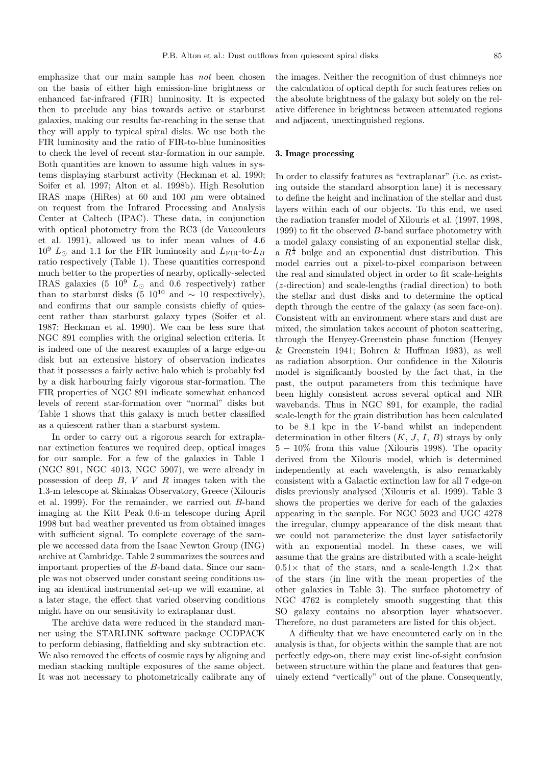emphasize that our main sample has *not* been chosen on the basis of either high emission-line brightness or enhanced far-infrared (FIR) luminosity. It is expected then to preclude any bias towards active or starburst galaxies, making our results far-reaching in the sense that they will apply to typical spiral disks. We use both the FIR luminosity and the ratio of FIR-to-blue luminosities to check the level of recent star-formation in our sample. Both quantities are known to assume high values in systems displaying starburst activity (Heckman et al. 1990; Soifer et al. 1997; Alton et al. 1998b). High Resolution IRAS maps (HiRes) at 60 and 100 $\mu$m were obtained on request from the Infrared Processing and Analysis Center at Caltech (IPAC). These data, in conjunction with optical photometry from the RC3 (de Vaucouleurs et al. 1991), allowed us to infer mean values of 4.6 $10^9$ $L_\odot$ and 1.1 for the FIR luminosity and $L_{\rm FIR}$-to-$L_B$ ratio respectively (Table 1). These quantities correspond much better to the properties of nearby, optically-selected IRAS galaxies (5 $10^9$ $L_\odot$ and 0.6 respectively) rather than to starburst disks (5 $10^{10}$ and $\sim$ 10 respectively), and confirms that our sample consists chiefly of quiescent rather than starburst galaxy types (Soifer et al. 1987; Heckman et al. 1990). We can be less sure that NGC 891 complies with the original selection criteria. It is indeed one of the nearest examples of a large edge-on disk but an extensive history of observation indicates that it possesses a fairly active halo which is probably fed by a disk harbouring fairly vigorous star-formation. The FIR properties of NGC 891 indicate somewhat enhanced levels of recent star-formation over "normal" disks but Table 1 shows that this galaxy is much better classified as a quiescent rather than a starburst system.

In order to carry out a rigorous search for extraplanar extinction features we required deep, optical images for our sample. For a few of the galaxies in Table 1 (NGC 891, NGC 4013, NGC 5907), we were already in possession of deep $B$, $V$ and $R$ images taken with the 1.3-m telescope at Skinakas Observatory, Greece (Xilouris et al. 1999). For the remainder, we carried out $B$-band imaging at the Kitt Peak 0.6-m telescope during April 1998 but bad weather prevented us from obtained images with sufficient signal. To complete coverage of the sample we accessed data from the Isaac Newton Group (ING) archive at Cambridge. Table 2 summarizes the sources and important properties of the $B$-band data. Since our sample was not observed under constant seeing conditions using an identical instrumental set-up we will examine, at a later stage, the effect that varied observing conditions might have on our sensitivity to extraplanar dust.

The archive data were reduced in the standard manner using the STARLINK software package CCDPACK to perform debiasing, flatfielding and sky subtraction etc. We also removed the effects of cosmic rays by aligning and median stacking multiple exposures of the same object. It was not necessary to photometrically calibrate any of the images. Neither the recognition of dust chimneys nor the calculation of optical depth for such features relies on the absolute brightness of the galaxy but solely on the relative difference in brightness between attenuated regions and adjacent, unextinguished regions.

## 3. Image processing

In order to classify features as "extraplanar" (i.e. as existing outside the standard absorption lane) it is necessary to define the height and inclination of the stellar and dust layers within each of our objects. To this end, we used the radiation transfer model of Xilouris et al. (1997, 1998, 1999) to fit the observed $B$-band surface photometry with a model galaxy consisting of an exponential stellar disk, a $R^{\frac{1}{4}}$ bulge and an exponential dust distribution. This model carries out a pixel-to-pixel comparison between the real and simulated object in order to fit scale-heights ($z$-direction) and scale-lengths (radial direction) to both the stellar and dust disks and to determine the optical depth through the centre of the galaxy (as seen face-on). Consistent with an environment where stars and dust are mixed, the simulation takes account of photon scattering, through the Henyey-Greenstein phase function (Henyey & Greenstein 1941; Bohren & Huffman 1983), as well as radiation absorption. Our confidence in the Xilouris model is significantly boosted by the fact that, in the past, the output parameters from this technique have been highly consistent across several optical and NIR wavebands. Thus in NGC 891, for example, the radial scale-length for the grain distribution has been calculated to be 8.1 kpc in the $V$-band whilst an independent determination in other filters ($K$, $J$, $I$, $B$) strays by only $5-10\%$ from this value (Xilouris 1998). The opacity derived from the Xilouris model, which is determined independently at each wavelength, is also remarkably consistent with a Galactic extinction law for all 7 edge-on disks previously analysed (Xilouris et al. 1999). Table 3 shows the properties we derive for each of the galaxies appearing in the sample. For NGC 5023 and UGC 4278 the irregular, clumpy appearance of the disk meant that we could not parameterize the dust layer satisfactorily with an exponential model. In these cases, we will assume that the grains are distributed with a scale-height $0.51\times$ that of the stars, and a scale-length $1.2\times$ that of the stars (in line with the mean properties of the other galaxies in Table 3). The surface photometry of NGC 4762 is completely smooth suggesting that this SO galaxy contains no absorption layer whatsoever. Therefore, no dust parameters are listed for this object.

A difficulty that we have encountered early on in the analysis is that, for objects within the sample that are not perfectly edge-on, there may exist line-of-sight confusion between structure within the plane and features that genuinely extend "vertically" out of the plane. Consequently,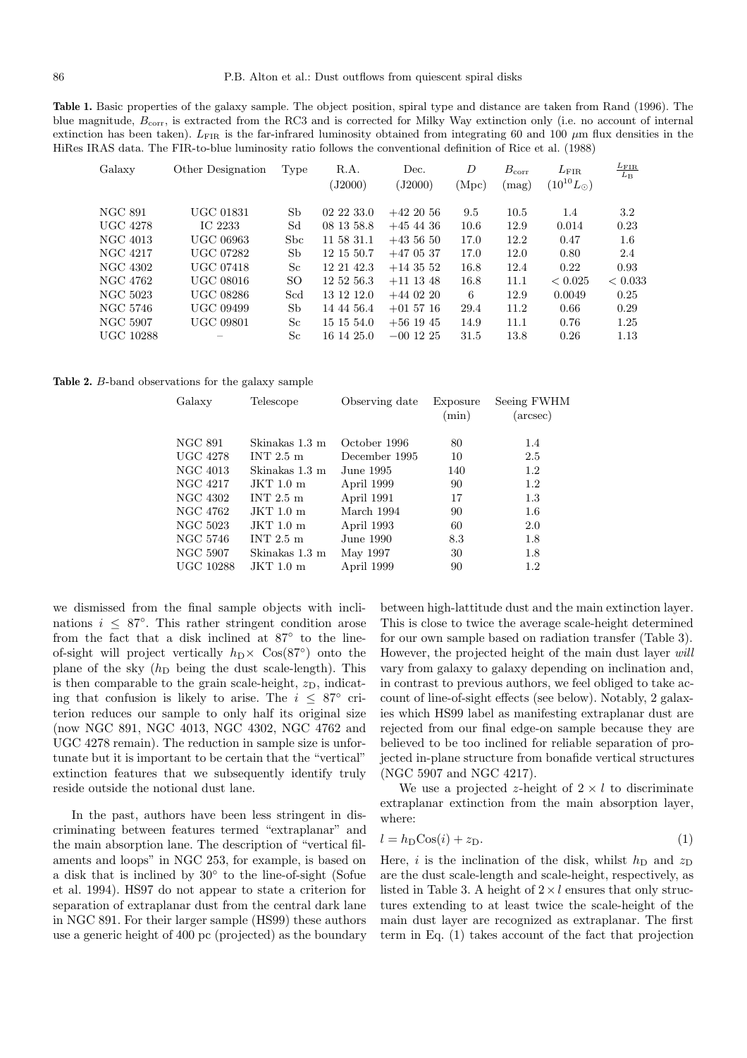**Table 1.** Basic properties of the galaxy sample. The object position, spiral type and distance are taken from Rand (1996). The blue magnitude, $B_{\rm corr}$, is extracted from the RC3 and is corrected for Milky Way extinction only (i.e. no account of internal extinction has been taken). $L_{\rm FIR}$ is the far-infrared luminosity obtained from integrating 60 and 100 $\mu$m flux densities in the HiRes IRAS data. The FIR-to-blue luminosity ratio follows the conventional definition of Rice et al. (1988)

| Galaxy | Other Designation | Type | R.A. (J2000) | Dec. (J2000) | $D$ (Mpc) | $B_{\rm corr}$ (mag) | $L_{\rm FIR}$ $(10^{10}L_{\odot})$ | $\frac{L_{\rm FIR}}{L_{\rm B}}$ |
|---|---|---|---|---|---|---|---|---|
| NGC 891 | UGC 01831 | Sb | 02 22 33.0 | +42 20 56 | 9.5 | 10.5 | 1.4 | 3.2 |
| UGC 4278 | IC 2233 | Sd | 08 13 58.8 | +45 44 36 | 10.6 | 12.9 | 0.014 | 0.23 |
| NGC 4013 | UGC 06963 | Sbc | 11 58 31.1 | +43 56 50 | 17.0 | 12.2 | 0.47 | 1.6 |
| NGC 4217 | UGC 07282 | Sb | 12 15 50.7 | +47 05 37 | 17.0 | 12.0 | 0.80 | 2.4 |
| NGC 4302 | UGC 07418 | Sc | 12 21 42.3 | +14 35 52 | 16.8 | 12.4 | 0.22 | 0.93 |
| NGC 4762 | UGC 08016 | SO | 12 52 56.3 | +11 13 48 | 16.8 | 11.1 | $< 0.025$ | $< 0.033$ |
| NGC 5023 | UGC 08286 | Scd | 13 12 12.0 | +44 02 20 | 6 | 12.9 | 0.0049 | 0.25 |
| NGC 5746 | UGC 09499 | Sb | 14 44 56.4 | +01 57 16 | 29.4 | 11.2 | 0.66 | 0.29 |
| NGC 5907 | UGC 09801 | Sc | 15 15 54.0 | +56 19 45 | 14.9 | 11.1 | 0.76 | 1.25 |
| UGC 10288 | – | Sc | 16 14 25.0 | −00 12 25 | 31.5 | 13.8 | 0.26 | 1.13 |

**Table 2.** $B$-band observations for the galaxy sample

| Galaxy | Telescope | Observing date | Exposure (min) | Seeing FWHM (arcsec) |
|---|---|---|---|---|
| NGC 891 | Skinakas 1.3 m | October 1996 | 80 | 1.4 |
| UGC 4278 | INT 2.5 m | December 1995 | 10 | 2.5 |
| NGC 4013 | Skinakas 1.3 m | June 1995 | 140 | 1.2 |
| NGC 4217 | JKT 1.0 m | April 1999 | 90 | 1.2 |
| NGC 4302 | INT 2.5 m | April 1991 | 17 | 1.3 |
| NGC 4762 | JKT 1.0 m | March 1994 | 90 | 1.6 |
| NGC 5023 | JKT 1.0 m | April 1993 | 60 | 2.0 |
| NGC 5746 | INT 2.5 m | June 1990 | 8.3 | 1.8 |
| NGC 5907 | Skinakas 1.3 m | May 1997 | 30 | 1.8 |
| UGC 10288 | JKT 1.0 m | April 1999 | 90 | 1.2 |

we dismissed from the final sample objects with inclinations $i \leq 87^{\circ}$. This rather stringent condition arose from the fact that a disk inclined at 87° to the line-of-sight will project vertically $h_{\rm D}\times$ Cos(87°) onto the plane of the sky ($h_{\rm D}$ being the dust scale-length). This is then comparable to the grain scale-height, $z_{\rm D}$, indicating that confusion is likely to arise. The $i \leq 87^{\circ}$ criterion reduces our sample to only half its original size (now NGC 891, NGC 4013, NGC 4302, NGC 4762 and UGC 4278 remain). The reduction in sample size is unfortunate but it is important to be certain that the "vertical" extinction features that we subsequently identify truly reside outside the notional dust lane.

In the past, authors have been less stringent in discriminating between features termed "extraplanar" and the main absorption lane. The description of "vertical filaments and loops" in NGC 253, for example, is based on a disk that is inclined by 30° to the line-of-sight (Sofue et al. 1994). HS97 do not appear to state a criterion for separation of extraplanar dust from the central dark lane in NGC 891. For their larger sample (HS99) these authors use a generic height of 400 pc (projected) as the boundary between high-lattitude dust and the main extinction layer. This is close to twice the average scale-height determined for our own sample based on radiation transfer (Table 3). However, the projected height of the main dust layer *will* vary from galaxy to galaxy depending on inclination and, in contrast to previous authors, we feel obliged to take account of line-of-sight effects (see below). Notably, 2 galaxies which HS99 label as manifesting extraplanar dust are rejected from our final edge-on sample because they are believed to be too inclined for reliable separation of projected in-plane structure from bonafide vertical structures (NGC 5907 and NGC 4217).

We use a projected $z$-height of $2 \times l$ to discriminate extraplanar extinction from the main absorption layer, where:

$$l = h_{\rm D}{\rm Cos}(i) + z_{\rm D}. \tag{1}$$

Here, $i$ is the inclination of the disk, whilst $h_{\rm D}$ and $z_{\rm D}$ are the dust scale-length and scale-height, respectively, as listed in Table 3. A height of $2 \times l$ ensures that only structures extending to at least twice the scale-height of the main dust layer are recognized as extraplanar. The first term in Eq. (1) takes account of the fact that projection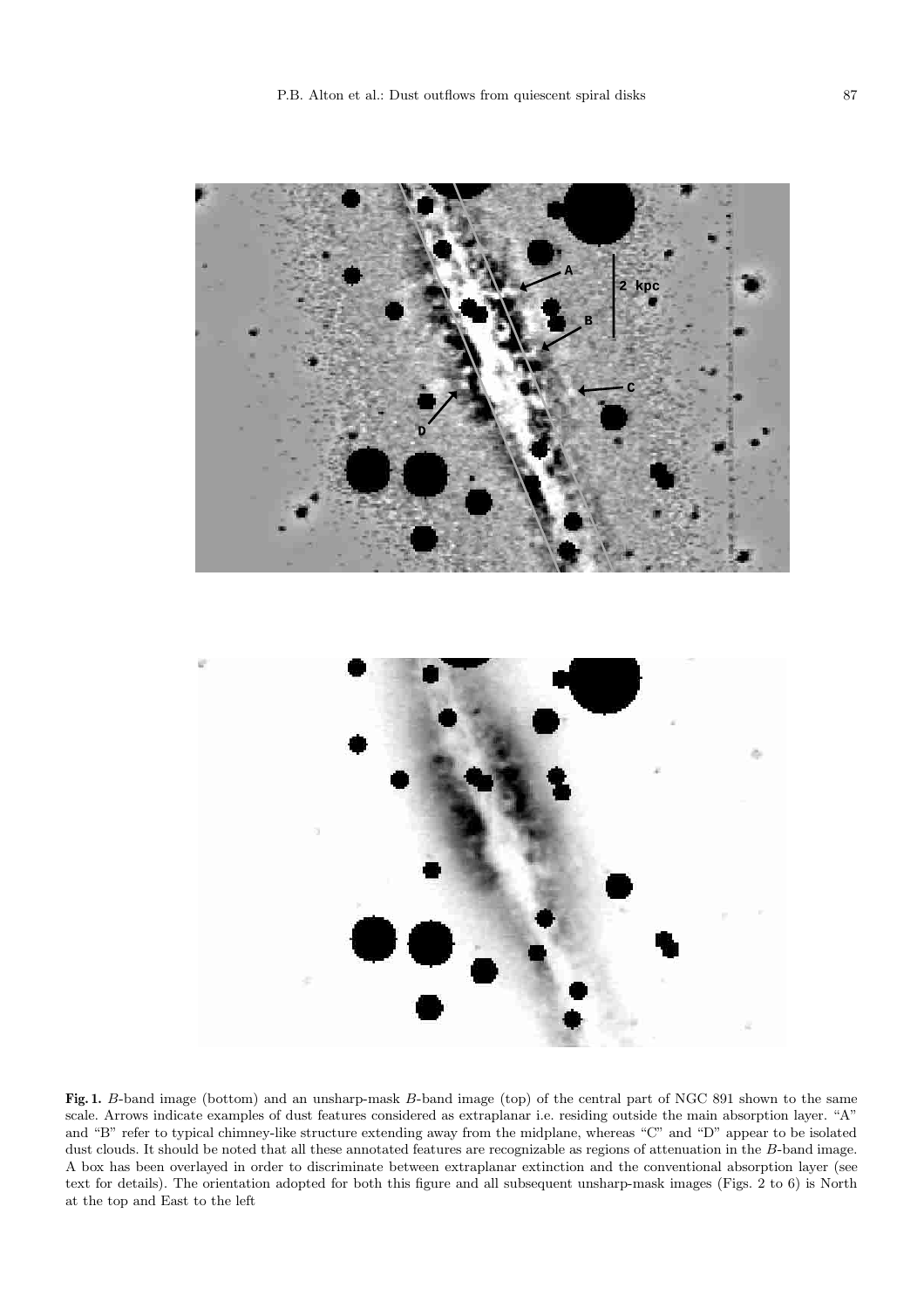**Fig. 1.** *B*-band image (bottom) and an unsharp-mask *B*-band image (top) of the central part of NGC 891 shown to the same scale. Arrows indicate examples of dust features considered as extraplanar i.e. residing outside the main absorption layer. "A" and "B" refer to typical chimney-like structure extending away from the midplane, whereas "C" and "D" appear to be isolated dust clouds. It should be noted that all these annotated features are recognizable as regions of attenuation in the *B*-band image. A box has been overlayed in order to discriminate between extraplanar extinction and the conventional absorption layer (see text for details). The orientation adopted for both this figure and all subsequent unsharp-mask images (Figs. 2 to 6) is North at the top and East to the left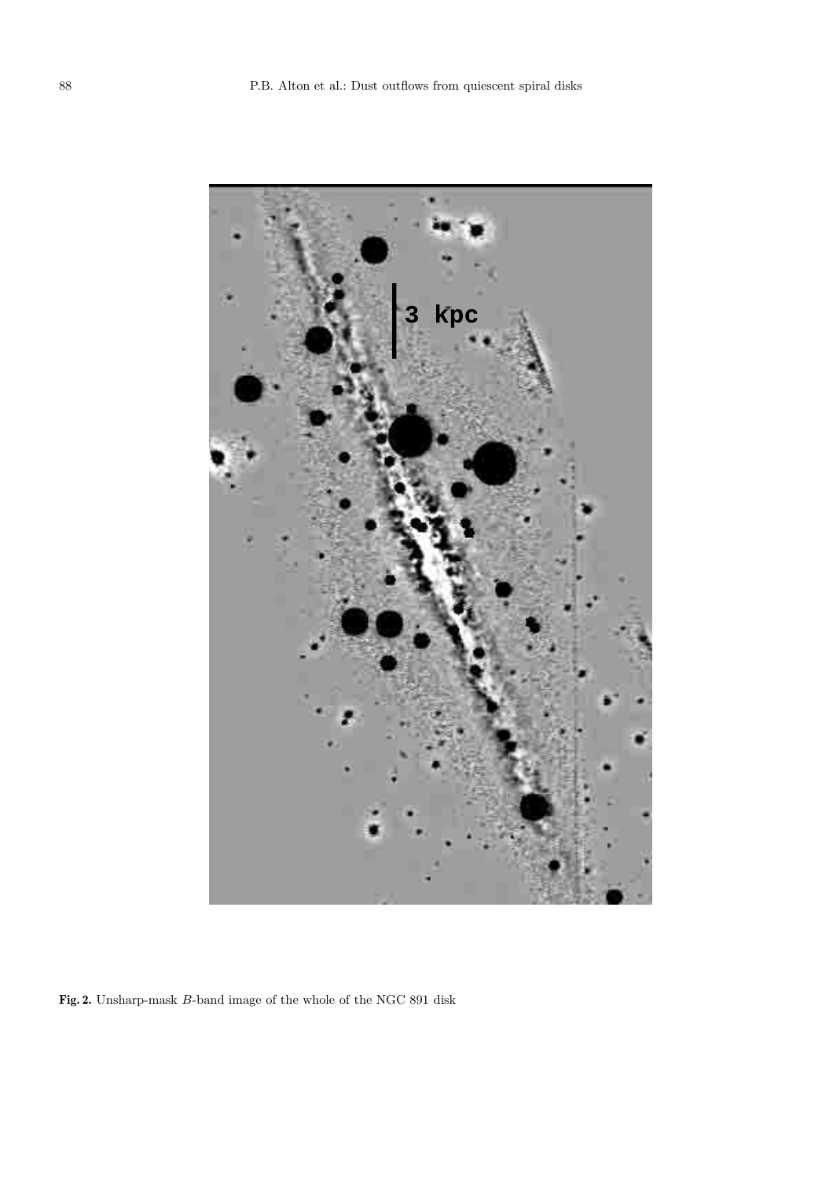**Fig. 2.** Unsharp-mask $B$-band image of the whole of the NGC 891 disk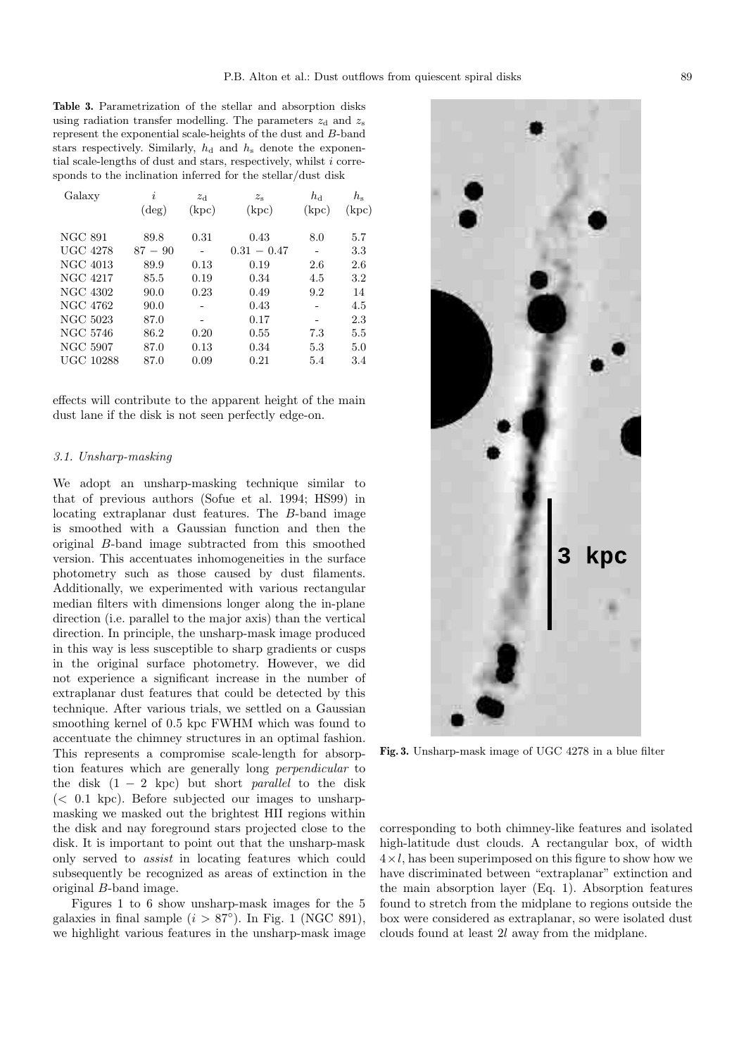**Table 3.** Parametrization of the stellar and absorption disks using radiation transfer modelling. The parameters $z_{\rm d}$ and $z_{\rm s}$ represent the exponential scale-heights of the dust and $B$-band stars respectively. Similarly, $h_{\rm d}$ and $h_{\rm s}$ denote the exponential scale-lengths of dust and stars, respectively, whilst $i$ corresponds to the inclination inferred for the stellar/dust disk

| Galaxy | $i$ (deg) | $z_{\rm d}$ (kpc) | $z_{\rm s}$ (kpc) | $h_{\rm d}$ (kpc) | $h_{\rm s}$ (kpc) |
|---|---|---|---|---|---|
| NGC 891 | 89.8 | 0.31 | 0.43 | 8.0 | 5.7 |
| UGC 4278 | $87-90$ | - | $0.31-0.47$ | - | 3.3 |
| NGC 4013 | 89.9 | 0.13 | 0.19 | 2.6 | 2.6 |
| NGC 4217 | 85.5 | 0.19 | 0.34 | 4.5 | 3.2 |
| NGC 4302 | 90.0 | 0.23 | 0.49 | 9.2 | 14 |
| NGC 4762 | 90.0 | - | 0.43 | - | 4.5 |
| NGC 5023 | 87.0 | - | 0.17 | - | 2.3 |
| NGC 5746 | 86.2 | 0.20 | 0.55 | 7.3 | 5.5 |
| NGC 5907 | 87.0 | 0.13 | 0.34 | 5.3 | 5.0 |
| UGC 10288 | 87.0 | 0.09 | 0.21 | 5.4 | 3.4 |

effects will contribute to the apparent height of the main dust lane if the disk is not seen perfectly edge-on.

### *3.1. Unsharp-masking*

We adopt an unsharp-masking technique similar to that of previous authors (Sofue et al. 1994; HS99) in locating extraplanar dust features. The $B$-band image is smoothed with a Gaussian function and then the original $B$-band image subtracted from this smoothed version. This accentuates inhomogeneities in the surface photometry such as those caused by dust filaments. Additionally, we experimented with various rectangular median filters with dimensions longer along the in-plane direction (i.e. parallel to the major axis) than the vertical direction. In principle, the unsharp-mask image produced in this way is less susceptible to sharp gradients or cusps in the original surface photometry. However, we did not experience a significant increase in the number of extraplanar dust features that could be detected by this technique. After various trials, we settled on a Gaussian smoothing kernel of 0.5 kpc FWHM which was found to accentuate the chimney structures in an optimal fashion. This represents a compromise scale-length for absorption features which are generally long *perpendicular* to the disk ($1-2$ kpc) but short *parallel* to the disk ($<0.1$ kpc). Before subjected our images to unsharp-masking we masked out the brightest HII regions within the disk and nay foreground stars projected close to the disk. It is important to point out that the unsharp-mask only served to *assist* in locating features which could subsequently be recognized as areas of extinction in the original $B$-band image.

Figures 1 to 6 show unsharp-mask images for the 5 galaxies in final sample ($i>87°$). In Fig. 1 (NGC 891), we highlight various features in the unsharp-mask image corresponding to both chimney-like features and isolated high-latitude dust clouds. A rectangular box, of width $4\times l$, has been superimposed on this figure to show how we have discriminated between "extraplanar" extinction and the main absorption layer (Eq. 1). Absorption features found to stretch from the midplane to regions outside the box were considered as extraplanar, so were isolated dust clouds found at least $2l$ away from the midplane.

**Fig. 3.** Unsharp-mask image of UGC 4278 in a blue filter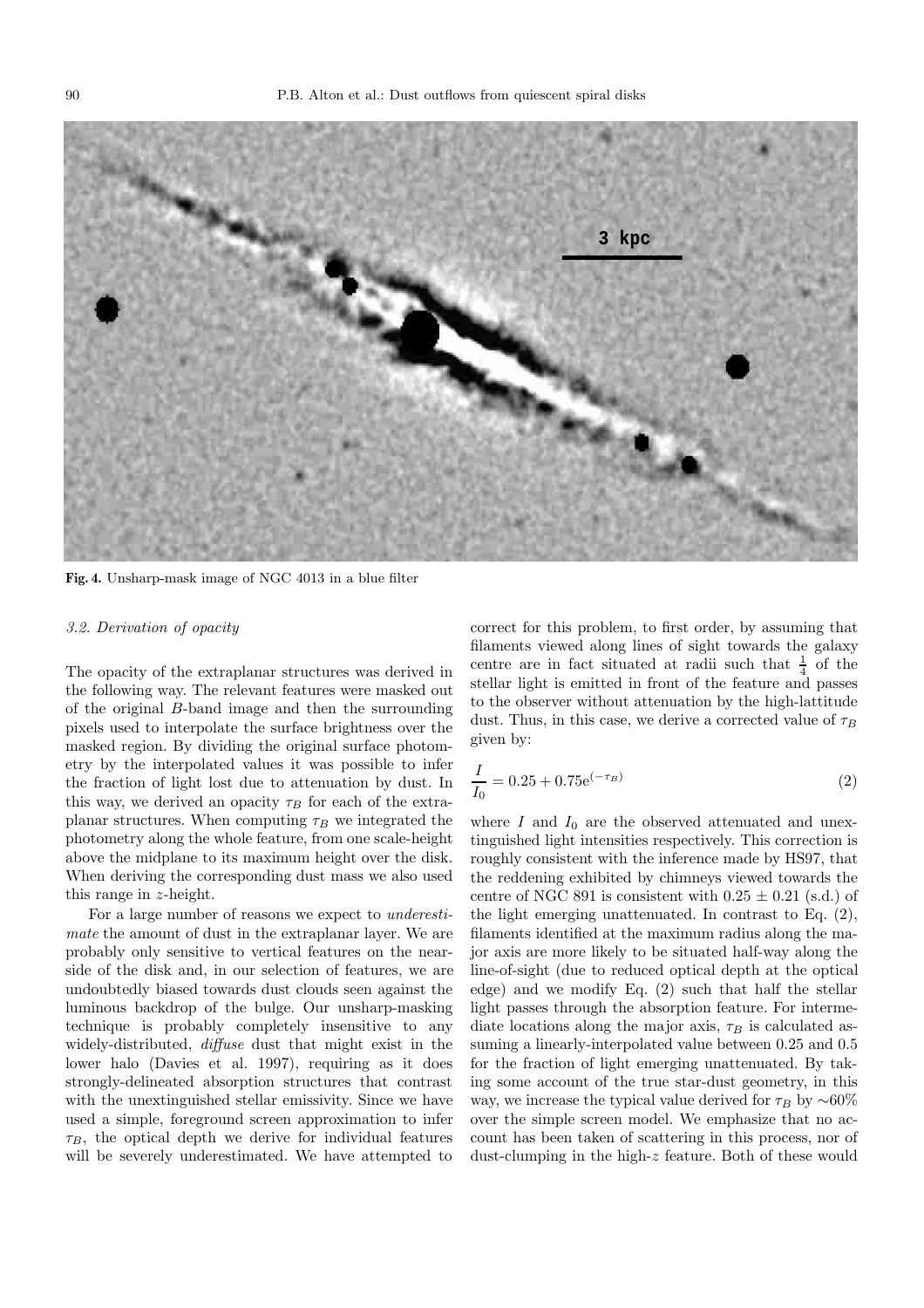**Fig. 4.** Unsharp-mask image of NGC 4013 in a blue filter

### 3.2. Derivation of opacity

The opacity of the extraplanar structures was derived in the following way. The relevant features were masked out of the original $B$-band image and then the surrounding pixels used to interpolate the surface brightness over the masked region. By dividing the original surface photometry by the interpolated values it was possible to infer the fraction of light lost due to attenuation by dust. In this way, we derived an opacity $\tau_B$ for each of the extraplanar structures. When computing $\tau_B$ we integrated the photometry along the whole feature, from one scale-height above the midplane to its maximum height over the disk. When deriving the corresponding dust mass we also used this range in $z$-height.

For a large number of reasons we expect to *underestimate* the amount of dust in the extraplanar layer. We are probably only sensitive to vertical features on the nearside of the disk and, in our selection of features, we are undoubtedly biased towards dust clouds seen against the luminous backdrop of the bulge. Our unsharp-masking technique is probably completely insensitive to any widely-distributed, *diffuse* dust that might exist in the lower halo (Davies et al. 1997), requiring as it does strongly-delineated absorption structures that contrast with the unextinguished stellar emissivity. Since we have used a simple, foreground screen approximation to infer $\tau_B$, the optical depth we derive for individual features will be severely underestimated. We have attempted to correct for this problem, to first order, by assuming that filaments viewed along lines of sight towards the galaxy centre are in fact situated at radii such that $\frac{1}{4}$ of the stellar light is emitted in front of the feature and passes to the observer without attenuation by the high-lattitude dust. Thus, in this case, we derive a corrected value of $\tau_B$ given by:

$$\frac{I}{I_0} = 0.25 + 0.75\mathrm{e}^{(-\tau_B)} \tag{2}$$

where $I$ and $I_0$ are the observed attenuated and unextinguished light intensities respectively. This correction is roughly consistent with the inference made by HS97, that the reddening exhibited by chimneys viewed towards the centre of NGC 891 is consistent with $0.25 \pm 0.21$ (s.d.) of the light emerging unattenuated. In contrast to Eq. (2), filaments identified at the maximum radius along the major axis are more likely to be situated half-way along the line-of-sight (due to reduced optical depth at the optical edge) and we modify Eq. (2) such that half the stellar light passes through the absorption feature. For intermediate locations along the major axis, $\tau_B$ is calculated assuming a linearly-interpolated value between 0.25 and 0.5 for the fraction of light emerging unattenuated. By taking some account of the true star-dust geometry, in this way, we increase the typical value derived for $\tau_B$ by $\sim$60% over the simple screen model. We emphasize that no account has been taken of scattering in this process, nor of dust-clumping in the high-$z$ feature. Both of these would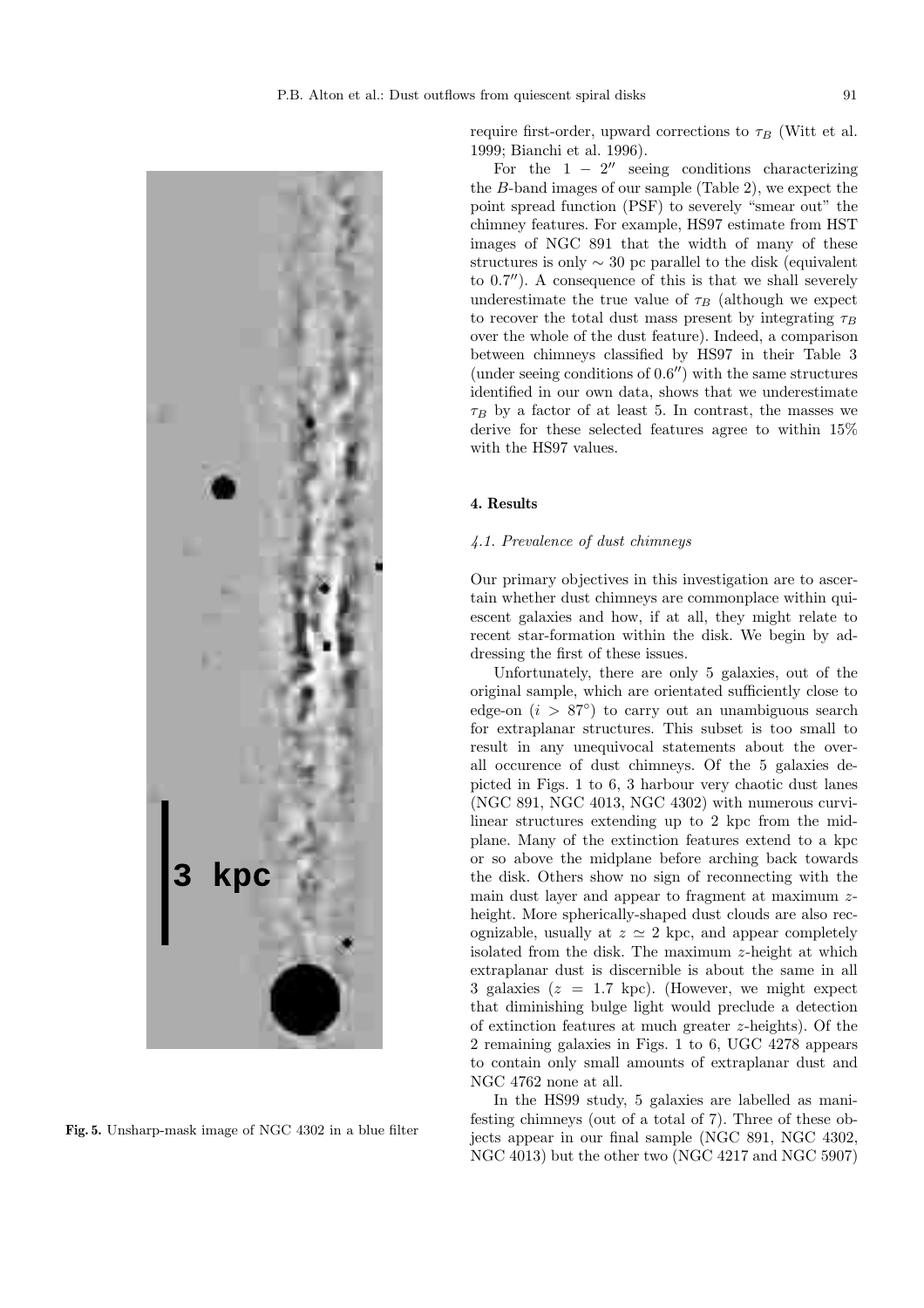Fig. 5. Unsharp-mask image of NGC 4302 in a blue filter

require first-order, upward corrections to $\tau_B$ (Witt et al. 1999; Bianchi et al. 1996).

For the $1-2''$ seeing conditions characterizing the $B$-band images of our sample (Table 2), we expect the point spread function (PSF) to severely "smear out" the chimney features. For example, HS97 estimate from HST images of NGC 891 that the width of many of these structures is only $\sim 30$ pc parallel to the disk (equivalent to $0.7''$). A consequence of this is that we shall severely underestimate the true value of $\tau_B$ (although we expect to recover the total dust mass present by integrating $\tau_B$ over the whole of the dust feature). Indeed, a comparison between chimneys classified by HS97 in their Table 3 (under seeing conditions of $0.6''$) with the same structures identified in our own data, shows that we underestimate $\tau_B$ by a factor of at least 5. In contrast, the masses we derive for these selected features agree to within 15% with the HS97 values.

## 4. Results

### *4.1. Prevalence of dust chimneys*

Our primary objectives in this investigation are to ascertain whether dust chimneys are commonplace within quiescent galaxies and how, if at all, they might relate to recent star-formation within the disk. We begin by addressing the first of these issues.

Unfortunately, there are only 5 galaxies, out of the original sample, which are orientated sufficiently close to edge-on ($i > 87°$) to carry out an unambiguous search for extraplanar structures. This subset is too small to result in any unequivocal statements about the overall occurence of dust chimneys. Of the 5 galaxies depicted in Figs. 1 to 6, 3 harbour very chaotic dust lanes (NGC 891, NGC 4013, NGC 4302) with numerous curvilinear structures extending up to 2 kpc from the midplane. Many of the extinction features extend to a kpc or so above the midplane before arching back towards the disk. Others show no sign of reconnecting with the main dust layer and appear to fragment at maximum $z$-height. More spherically-shaped dust clouds are also recognizable, usually at $z \simeq 2$ kpc, and appear completely isolated from the disk. The maximum $z$-height at which extraplanar dust is discernible is about the same in all 3 galaxies ($z = 1.7$ kpc). (However, we might expect that diminishing bulge light would preclude a detection of extinction features at much greater $z$-heights). Of the 2 remaining galaxies in Figs. 1 to 6, UGC 4278 appears to contain only small amounts of extraplanar dust and NGC 4762 none at all.

In the HS99 study, 5 galaxies are labelled as manifesting chimneys (out of a total of 7). Three of these objects appear in our final sample (NGC 891, NGC 4302, NGC 4013) but the other two (NGC 4217 and NGC 5907)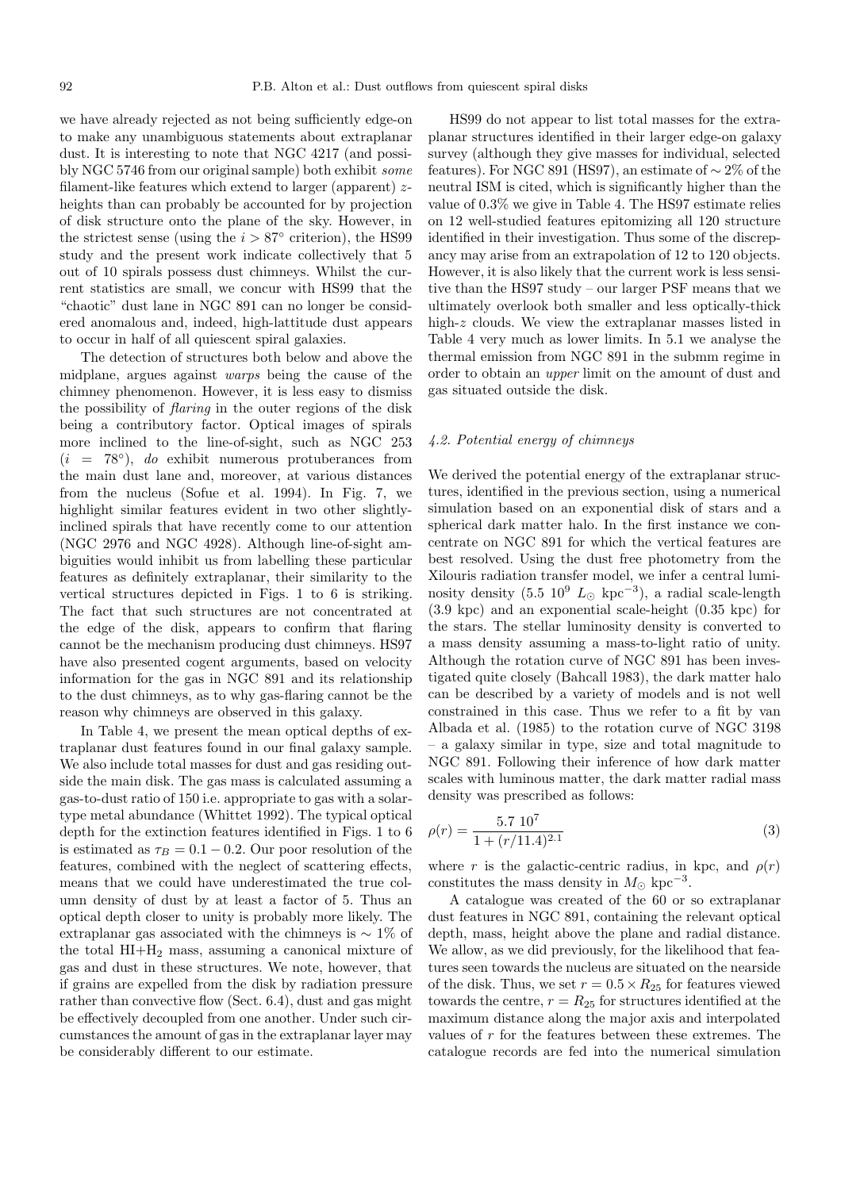we have already rejected as not being sufficiently edge-on to make any unambiguous statements about extraplanar dust. It is interesting to note that NGC 4217 (and possibly NGC 5746 from our original sample) both exhibit *some* filament-like features which extend to larger (apparent) $z$-heights than can probably be accounted for by projection of disk structure onto the plane of the sky. However, in the strictest sense (using the $i > 87^\circ$ criterion), the HS99 study and the present work indicate collectively that 5 out of 10 spirals possess dust chimneys. Whilst the current statistics are small, we concur with HS99 that the "chaotic" dust lane in NGC 891 can no longer be considered anomalous and, indeed, high-lattitude dust appears to occur in half of all quiescent spiral galaxies.

The detection of structures both below and above the midplane, argues against *warps* being the cause of the chimney phenomenon. However, it is less easy to dismiss the possibility of *flaring* in the outer regions of the disk being a contributory factor. Optical images of spirals more inclined to the line-of-sight, such as NGC 253 ($i = 78^\circ$), *do* exhibit numerous protuberances from the main dust lane and, moreover, at various distances from the nucleus (Sofue et al. 1994). In Fig. 7, we highlight similar features evident in two other slightly-inclined spirals that have recently come to our attention (NGC 2976 and NGC 4928). Although line-of-sight ambiguities would inhibit us from labelling these particular features as definitely extraplanar, their similarity to the vertical structures depicted in Figs. 1 to 6 is striking. The fact that such structures are not concentrated at the edge of the disk, appears to confirm that flaring cannot be the mechanism producing dust chimneys. HS97 have also presented cogent arguments, based on velocity information for the gas in NGC 891 and its relationship to the dust chimneys, as to why gas-flaring cannot be the reason why chimneys are observed in this galaxy.

In Table 4, we present the mean optical depths of extraplanar dust features found in our final galaxy sample. We also include total masses for dust and gas residing outside the main disk. The gas mass is calculated assuming a gas-to-dust ratio of 150 i.e. appropriate to gas with a solar-type metal abundance (Whittet 1992). The typical optical depth for the extinction features identified in Figs. 1 to 6 is estimated as $\tau_B = 0.1 - 0.2$. Our poor resolution of the features, combined with the neglect of scattering effects, means that we could have underestimated the true column density of dust by at least a factor of 5. Thus an optical depth closer to unity is probably more likely. The extraplanar gas associated with the chimneys is $\sim 1\%$ of the total HI+$H_2$ mass, assuming a canonical mixture of gas and dust in these structures. We note, however, that if grains are expelled from the disk by radiation pressure rather than convective flow (Sect. 6.4), dust and gas might be effectively decoupled from one another. Under such circumstances the amount of gas in the extraplanar layer may be considerably different to our estimate.

HS99 do not appear to list total masses for the extraplanar structures identified in their larger edge-on galaxy survey (although they give masses for individual, selected features). For NGC 891 (HS97), an estimate of $\sim 2\%$ of the neutral ISM is cited, which is significantly higher than the value of 0.3% we give in Table 4. The HS97 estimate relies on 12 well-studied features epitomizing all 120 structure identified in their investigation. Thus some of the discrepancy may arise from an extrapolation of 12 to 120 objects. However, it is also likely that the current work is less sensitive than the HS97 study – our larger PSF means that we ultimately overlook both smaller and less optically-thick high-$z$ clouds. We view the extraplanar masses listed in Table 4 very much as lower limits. In 5.1 we analyse the thermal emission from NGC 891 in the submm regime in order to obtain an *upper* limit on the amount of dust and gas situated outside the disk.

#### 4.2. Potential energy of chimneys

We derived the potential energy of the extraplanar structures, identified in the previous section, using a numerical simulation based on an exponential disk of stars and a spherical dark matter halo. In the first instance we concentrate on NGC 891 for which the vertical features are best resolved. Using the dust free photometry from the Xilouris radiation transfer model, we infer a central luminosity density ($5.5\ 10^9\ L_\odot\ \mathrm{kpc}^{-3}$), a radial scale-length (3.9 kpc) and an exponential scale-height (0.35 kpc) for the stars. The stellar luminosity density is converted to a mass density assuming a mass-to-light ratio of unity. Although the rotation curve of NGC 891 has been investigated quite closely (Bahcall 1983), the dark matter halo can be described by a variety of models and is not well constrained in this case. Thus we refer to a fit by van Albada et al. (1985) to the rotation curve of NGC 3198 – a galaxy similar in type, size and total magnitude to NGC 891. Following their inference of how dark matter scales with luminous matter, the dark matter radial mass density was prescribed as follows:

$$\rho(r) = \frac{5.7\ 10^7}{1 + (r/11.4)^{2.1}} \tag{3}$$

where $r$ is the galactic-centric radius, in kpc, and $\rho(r)$ constitutes the mass density in $M_\odot\ \mathrm{kpc}^{-3}$.

A catalogue was created of the 60 or so extraplanar dust features in NGC 891, containing the relevant optical depth, mass, height above the plane and radial distance. We allow, as we did previously, for the likelihood that features seen towards the nucleus are situated on the nearside of the disk. Thus, we set $r = 0.5 \times R_{25}$ for features viewed towards the centre, $r = R_{25}$ for structures identified at the maximum distance along the major axis and interpolated values of $r$ for the features between these extremes. The catalogue records are fed into the numerical simulation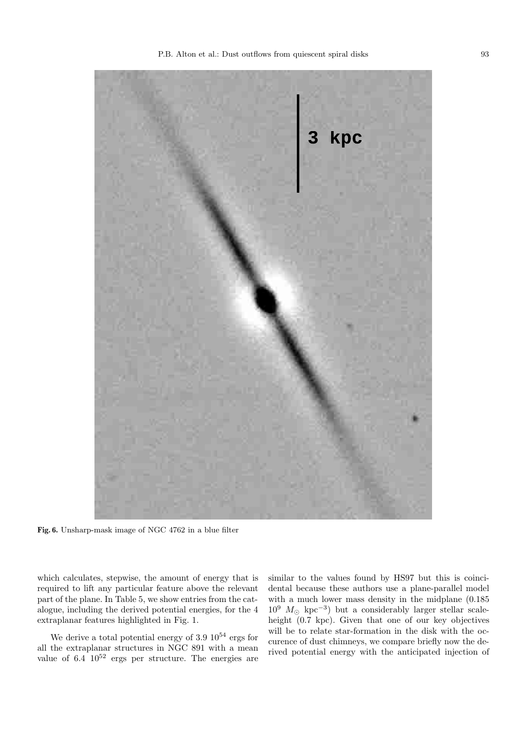Fig. 6. Unsharp-mask image of NGC 4762 in a blue filter

which calculates, stepwise, the amount of energy that is required to lift any particular feature above the relevant part of the plane. In Table 5, we show entries from the catalogue, including the derived potential energies, for the 4 extraplanar features highlighted in Fig. 1.

We derive a total potential energy of 3.9 $10^{54}$ ergs for all the extraplanar structures in NGC 891 with a mean value of 6.4 $10^{52}$ ergs per structure. The energies are similar to the values found by HS97 but this is coincidental because these authors use a plane-parallel model with a much lower mass density in the midplane (0.185 $10^9$ $M_\odot$ kpc$^{-3}$) but a considerably larger stellar scale-height (0.7 kpc). Given that one of our key objectives will be to relate star-formation in the disk with the occurence of dust chimneys, we compare briefly now the derived potential energy with the anticipated injection of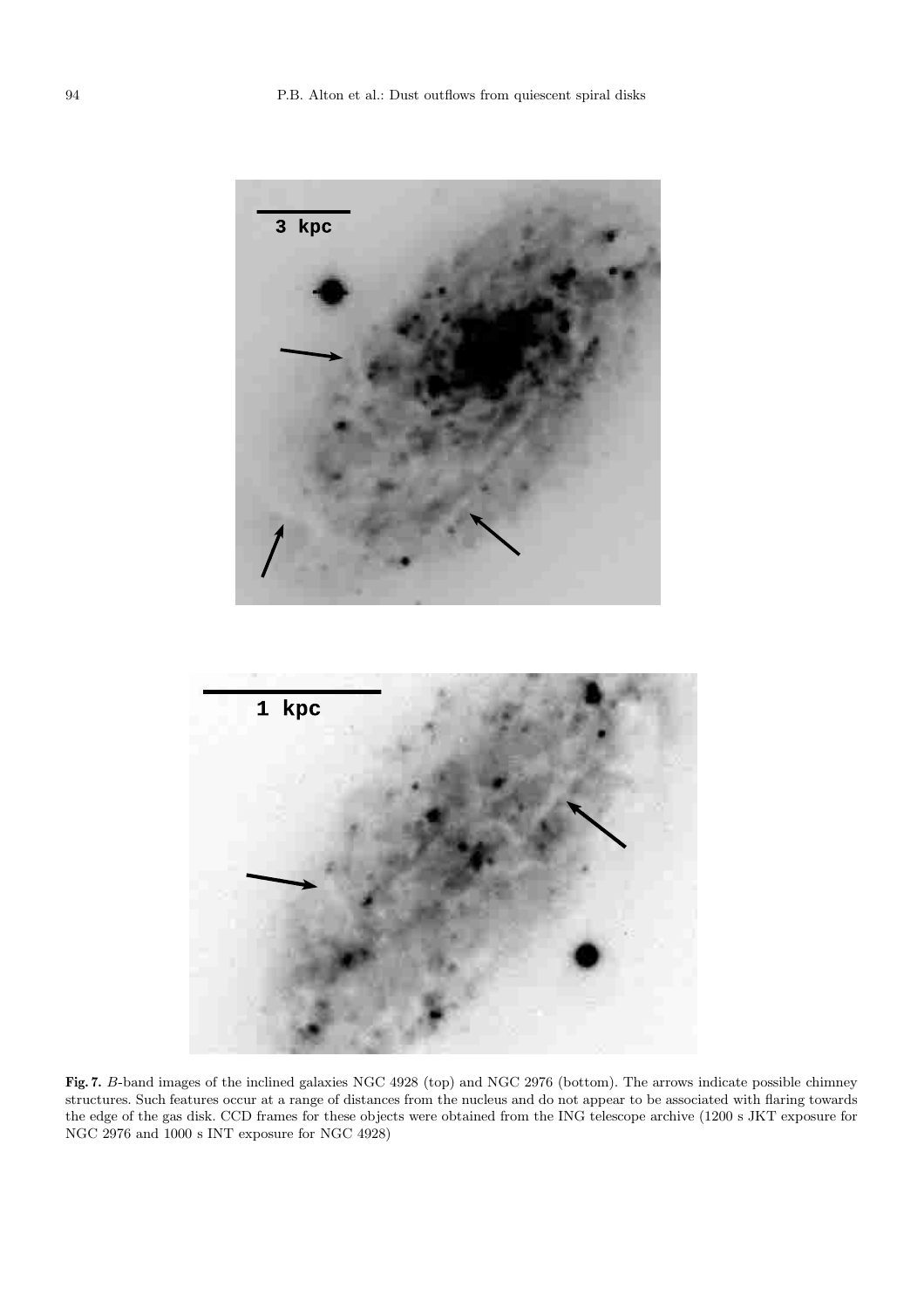**Fig. 7.** *B*-band images of the inclined galaxies NGC 4928 (top) and NGC 2976 (bottom). The arrows indicate possible chimney structures. Such features occur at a range of distances from the nucleus and do not appear to be associated with flaring towards the edge of the gas disk. CCD frames for these objects were obtained from the ING telescope archive (1200 s JKT exposure for NGC 2976 and 1000 s INT exposure for NGC 4928)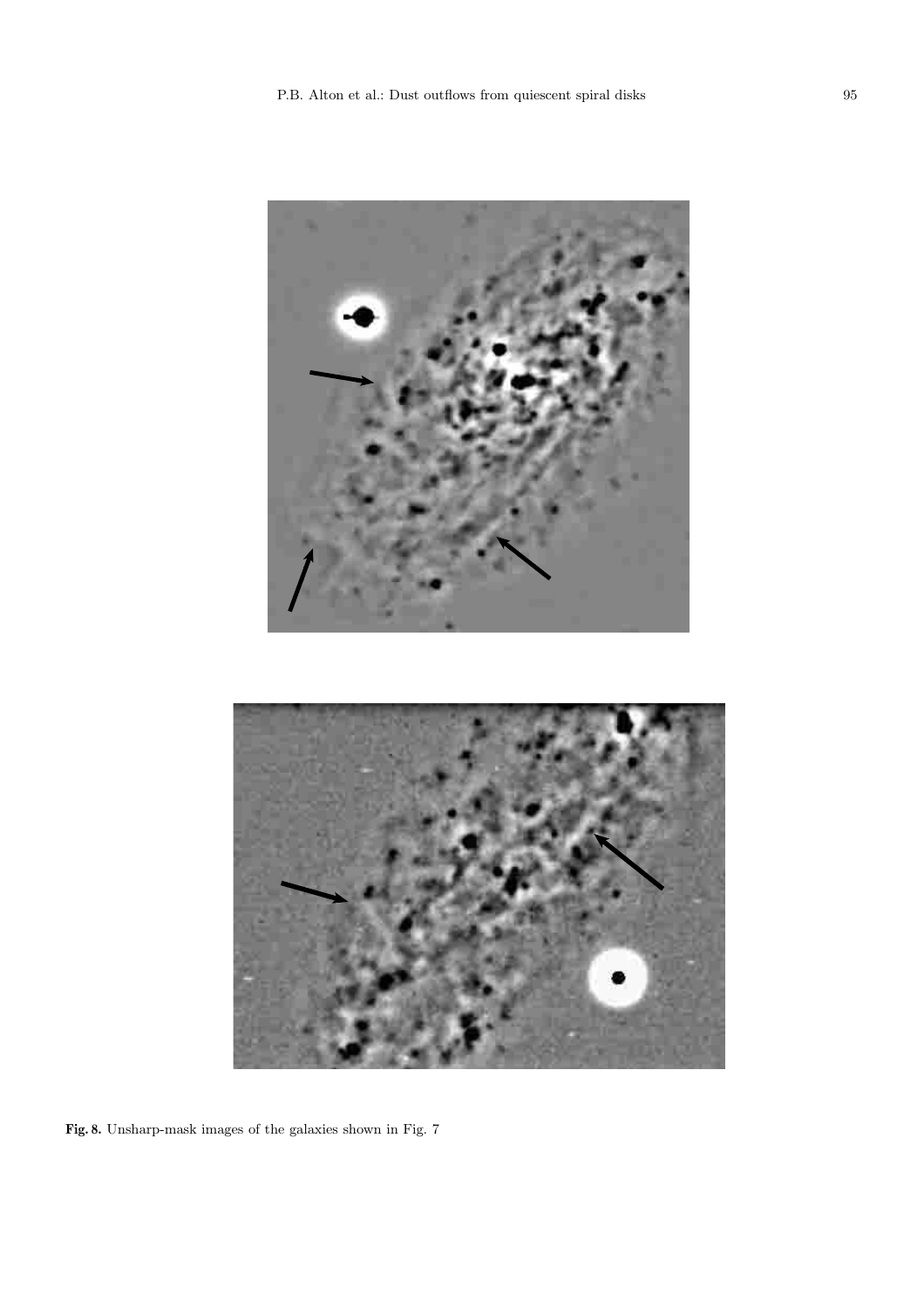**Fig. 8.** Unsharp-mask images of the galaxies shown in Fig. 7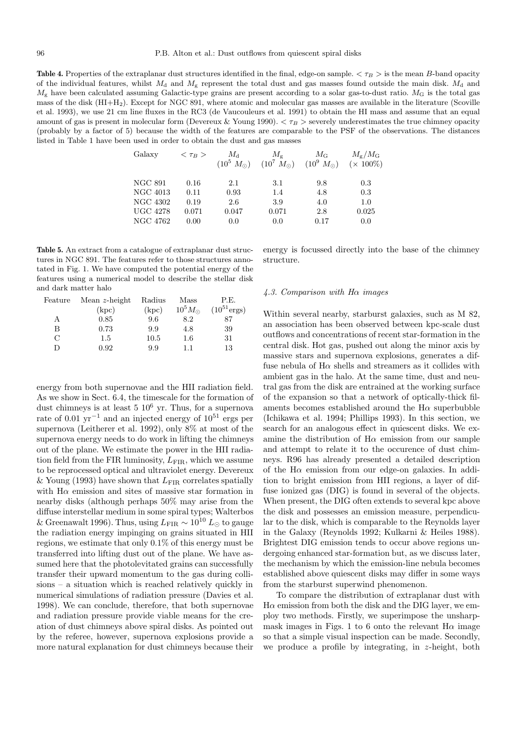**Table 4.** Properties of the extraplanar dust structures identified in the final, edge-on sample. $<\tau_B>$ is the mean $B$-band opacity of the individual features, whilst $M_{\rm d}$ and $M_{\rm g}$ represent the total dust and gas masses found outside the main disk. $M_{\rm d}$ and $M_{\rm g}$ have been calculated assuming Galactic-type grains are present according to a solar gas-to-dust ratio. $M_{\rm G}$ is the total gas mass of the disk (HI+$H_2$). Except for NGC 891, where atomic and molecular gas masses are available in the literature (Scoville et al. 1993), we use 21 cm line fluxes in the RC3 (de Vaucouleurs et al. 1991) to obtain the HI mass and assume that an equal amount of gas is present in molecular form (Devereux & Young 1990). $<\tau_B>$ severely underestimates the true chimney opacity (probably by a factor of 5) because the width of the features are comparable to the PSF of the observations. The distances listed in Table 1 have been used in order to obtain the dust and gas masses

| Galaxy | $<\tau_B>$ | $M_{\rm d}$ ($10^5\ M_\odot$) | $M_{\rm g}$ ($10^7\ M_\odot$) | $M_{\rm G}$ ($10^9\ M_\odot$) | $M_{\rm g}/M_{\rm G}$ ($\times$ 100%) |
|---|---|---|---|---|---|
| NGC 891 | 0.16 | 2.1 | 3.1 | 9.8 | 0.3 |
| NGC 4013 | 0.11 | 0.93 | 1.4 | 4.8 | 0.3 |
| NGC 4302 | 0.19 | 2.6 | 3.9 | 4.0 | 1.0 |
| UGC 4278 | 0.071 | 0.047 | 0.071 | 2.8 | 0.025 |
| NGC 4762 | 0.00 | 0.0 | 0.0 | 0.17 | 0.0 |

**Table 5.** An extract from a catalogue of extraplanar dust structures in NGC 891. The features refer to those structures annotated in Fig. 1. We have computed the potential energy of the features using a numerical model to describe the stellar disk and dark matter halo

| Feature | Mean $z$-height (kpc) | Radius (kpc) | Mass $10^5 M_\odot$ | P.E. ($10^{51}$ergs) |
|---|---|---|---|---|
| A | 0.85 | 9.6 | 8.2 | 87 |
| B | 0.73 | 9.9 | 4.8 | 39 |
| C | 1.5 | 10.5 | 1.6 | 31 |
| D | 0.92 | 9.9 | 1.1 | 13 |

energy from both supernovae and the HII radiation field. As we show in Sect. 6.4, the timescale for the formation of dust chimneys is at least 5 $10^6$ yr. Thus, for a supernova rate of 0.01 $\rm yr^{-1}$ and an injected energy of $10^{51}$ ergs per supernova (Leitherer et al. 1992), only 8% at most of the supernova energy needs to do work in lifting the chimneys out of the plane. We estimate the power in the HII radiation field from the FIR luminosity, $L_{\rm FIR}$, which we assume to be reprocessed optical and ultraviolet energy. Devereux & Young (1993) have shown that $L_{\rm FIR}$ correlates spatially with H$\alpha$ emission and sites of massive star formation in nearby disks (although perhaps 50% may arise from the diffuse interstellar medium in some spiral types; Walterbos & Greenawalt 1996). Thus, using $L_{\rm FIR} \sim 10^{10}\ L_\odot$ to gauge the radiation energy impinging on grains situated in HII regions, we estimate that only 0.1% of this energy must be transferred into lifting dust out of the plane. We have assumed here that the photolevitated grains can successfully transfer their upward momentum to the gas during collisions – a situation which is reached relatively quickly in numerical simulations of radiation pressure (Davies et al. 1998). We can conclude, therefore, that both supernovae and radiation pressure provide viable means for the creation of dust chimneys above spiral disks. As pointed out by the referee, however, supernova explosions provide a more natural explanation for dust chimneys because their energy is focussed directly into the base of the chimney structure.

### 4.3. Comparison with H$\alpha$ images

Within several nearby, starburst galaxies, such as M 82, an association has been observed between kpc-scale dust outflows and concentrations of recent star-formation in the central disk. Hot gas, pushed out along the minor axis by massive stars and supernova explosions, generates a diffuse nebula of H$\alpha$ shells and streamers as it collides with ambient gas in the halo. At the same time, dust and neutral gas from the disk are entrained at the working surface of the expansion so that a network of optically-thick filaments becomes established around the H$\alpha$ superbubble (Ichikawa et al. 1994; Phillips 1993). In this section, we search for an analogous effect in quiescent disks. We examine the distribution of H$\alpha$ emission from our sample and attempt to relate it to the occurence of dust chimneys. R96 has already presented a detailed description of the H$\alpha$ emission from our edge-on galaxies. In addition to bright emission from HII regions, a layer of diffuse ionized gas (DIG) is found in several of the objects. When present, the DIG often extends to several kpc above the disk and possesses an emission measure, perpendicular to the disk, which is comparable to the Reynolds layer in the Galaxy (Reynolds 1992; Kulkarni & Heiles 1988). Brightest DIG emission tends to occur above regions undergoing enhanced star-formation but, as we discuss later, the mechanism by which the emission-line nebula becomes established above quiescent disks may differ in some ways from the starburst superwind phenomenon.

To compare the distribution of extraplanar dust with H$\alpha$ emission from both the disk and the DIG layer, we employ two methods. Firstly, we superimpose the unsharp-mask images in Figs. 1 to 6 onto the relevant H$\alpha$ image so that a simple visual inspection can be made. Secondly, we produce a profile by integrating, in $z$-height, both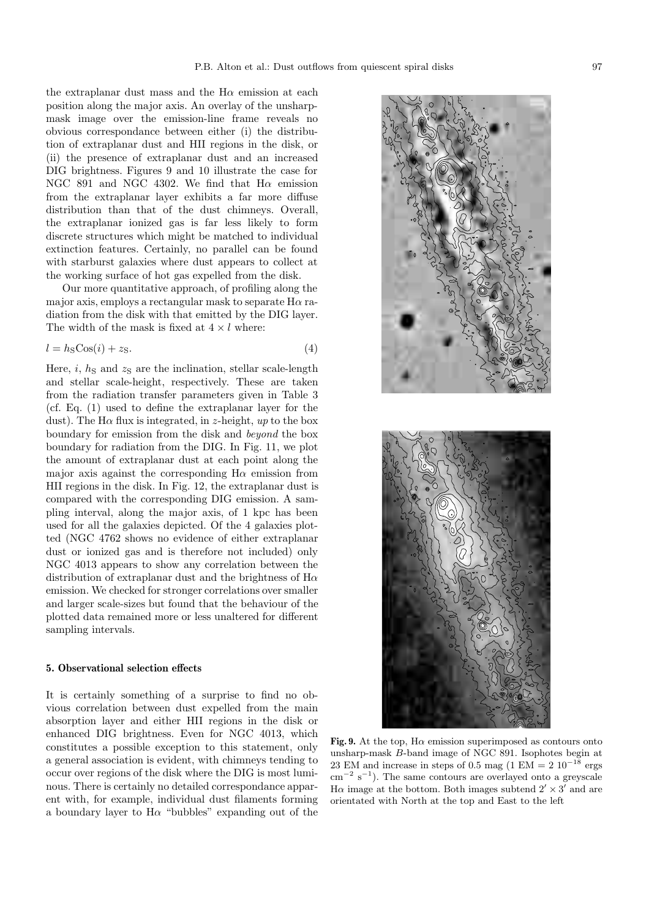the extraplanar dust mass and the Hα emission at each position along the major axis. An overlay of the unsharp-mask image over the emission-line frame reveals no obvious correspondance between either (i) the distribution of extraplanar dust and HII regions in the disk, or (ii) the presence of extraplanar dust and an increased DIG brightness. Figures 9 and 10 illustrate the case for NGC 891 and NGC 4302. We find that Hα emission from the extraplanar layer exhibits a far more diffuse distribution than that of the dust chimneys. Overall, the extraplanar ionized gas is far less likely to form discrete structures which might be matched to individual extinction features. Certainly, no parallel can be found with starburst galaxies where dust appears to collect at the working surface of hot gas expelled from the disk.

Our more quantitative approach, of profiling along the major axis, employs a rectangular mask to separate Hα radiation from the disk with that emitted by the DIG layer. The width of the mask is fixed at $4 \times l$ where:

$$l = h_{\rm S}{\rm Cos}(i) + z_{\rm S}. \quad (4)$$

Here, $i$, $h_{\rm S}$ and $z_{\rm S}$ are the inclination, stellar scale-length and stellar scale-height, respectively. These are taken from the radiation transfer parameters given in Table 3 (cf. Eq. (1) used to define the extraplanar layer for the dust). The Hα flux is integrated, in $z$-height, *up* to the box boundary for emission from the disk and *beyond* the box boundary for radiation from the DIG. In Fig. 11, we plot the amount of extraplanar dust at each point along the major axis against the corresponding Hα emission from HII regions in the disk. In Fig. 12, the extraplanar dust is compared with the corresponding DIG emission. A sampling interval, along the major axis, of 1 kpc has been used for all the galaxies depicted. Of the 4 galaxies plotted (NGC 4762 shows no evidence of either extraplanar dust or ionized gas and is therefore not included) only NGC 4013 appears to show any correlation between the distribution of extraplanar dust and the brightness of Hα emission. We checked for stronger correlations over smaller and larger scale-sizes but found that the behaviour of the plotted data remained more or less unaltered for different sampling intervals.

## 5. Observational selection effects

It is certainly something of a surprise to find no obvious correlation between dust expelled from the main absorption layer and either HII regions in the disk or enhanced DIG brightness. Even for NGC 4013, which constitutes a possible exception to this statement, only a general association is evident, with chimneys tending to occur over regions of the disk where the DIG is most luminous. There is certainly no detailed correspondance apparent with, for example, individual dust filaments forming a boundary layer to Hα "bubbles" expanding out of the

**Fig. 9.** At the top, Hα emission superimposed as contours onto unsharp-mask $B$-band image of NGC 891. Isophotes begin at 23 EM and increase in steps of 0.5 mag (1 EM = 2 $10^{-18}$ ergs cm$^{-2}$ s$^{-1}$). The same contours are overlayed onto a greyscale Hα image at the bottom. Both images subtend $2' \times 3'$ and are orientated with North at the top and East to the left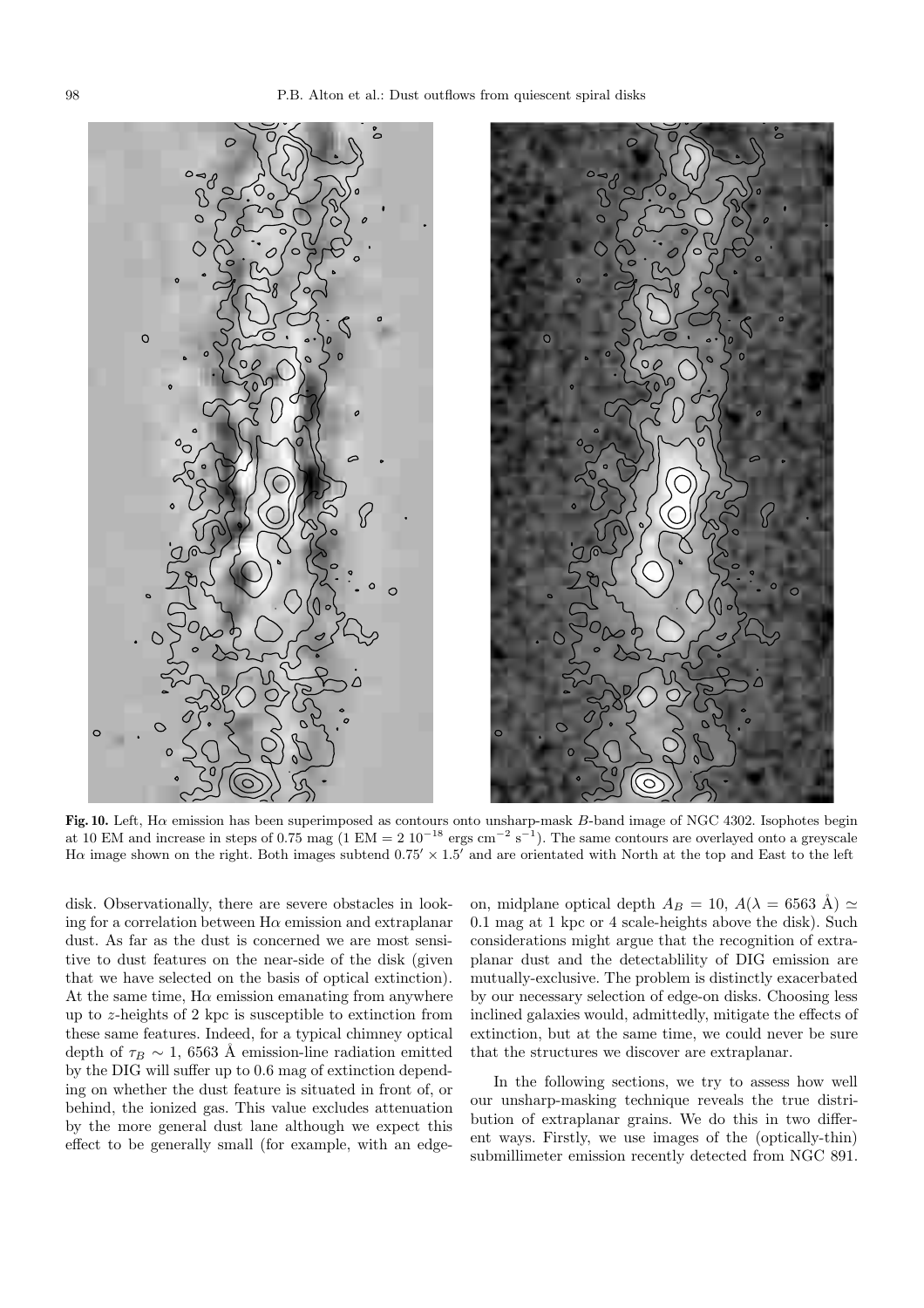**Fig. 10.** Left, Hα emission has been superimposed as contours onto unsharp-mask $B$-band image of NGC 4302. Isophotes begin at 10 EM and increase in steps of 0.75 mag (1 EM = 2 $10^{-18}$ ergs cm$^{-2}$ s$^{-1}$). The same contours are overlayed onto a greyscale Hα image shown on the right. Both images subtend $0.75' \times 1.5'$ and are orientated with North at the top and East to the left

disk. Observationally, there are severe obstacles in looking for a correlation between Hα emission and extraplanar dust. As far as the dust is concerned we are most sensitive to dust features on the near-side of the disk (given that we have selected on the basis of optical extinction). At the same time, Hα emission emanating from anywhere up to $z$-heights of 2 kpc is susceptible to extinction from these same features. Indeed, for a typical chimney optical depth of $\tau_B \sim 1$, 6563 Å emission-line radiation emitted by the DIG will suffer up to 0.6 mag of extinction depending on whether the dust feature is situated in front of, or behind, the ionized gas. This value excludes attenuation by the more general dust lane although we expect this effect to be generally small (for example, with an edge-on, midplane optical depth $A_B = 10$, $A(\lambda = 6563$ Å$) \simeq 0.1$ mag at 1 kpc or 4 scale-heights above the disk). Such considerations might argue that the recognition of extraplanar dust and the detectablility of DIG emission are mutually-exclusive. The problem is distinctly exacerbated by our necessary selection of edge-on disks. Choosing less inclined galaxies would, admittedly, mitigate the effects of extinction, but at the same time, we could never be sure that the structures we discover are extraplanar.

In the following sections, we try to assess how well our unsharp-masking technique reveals the true distribution of extraplanar grains. We do this in two different ways. Firstly, we use images of the (optically-thin) submillimeter emission recently detected from NGC 891.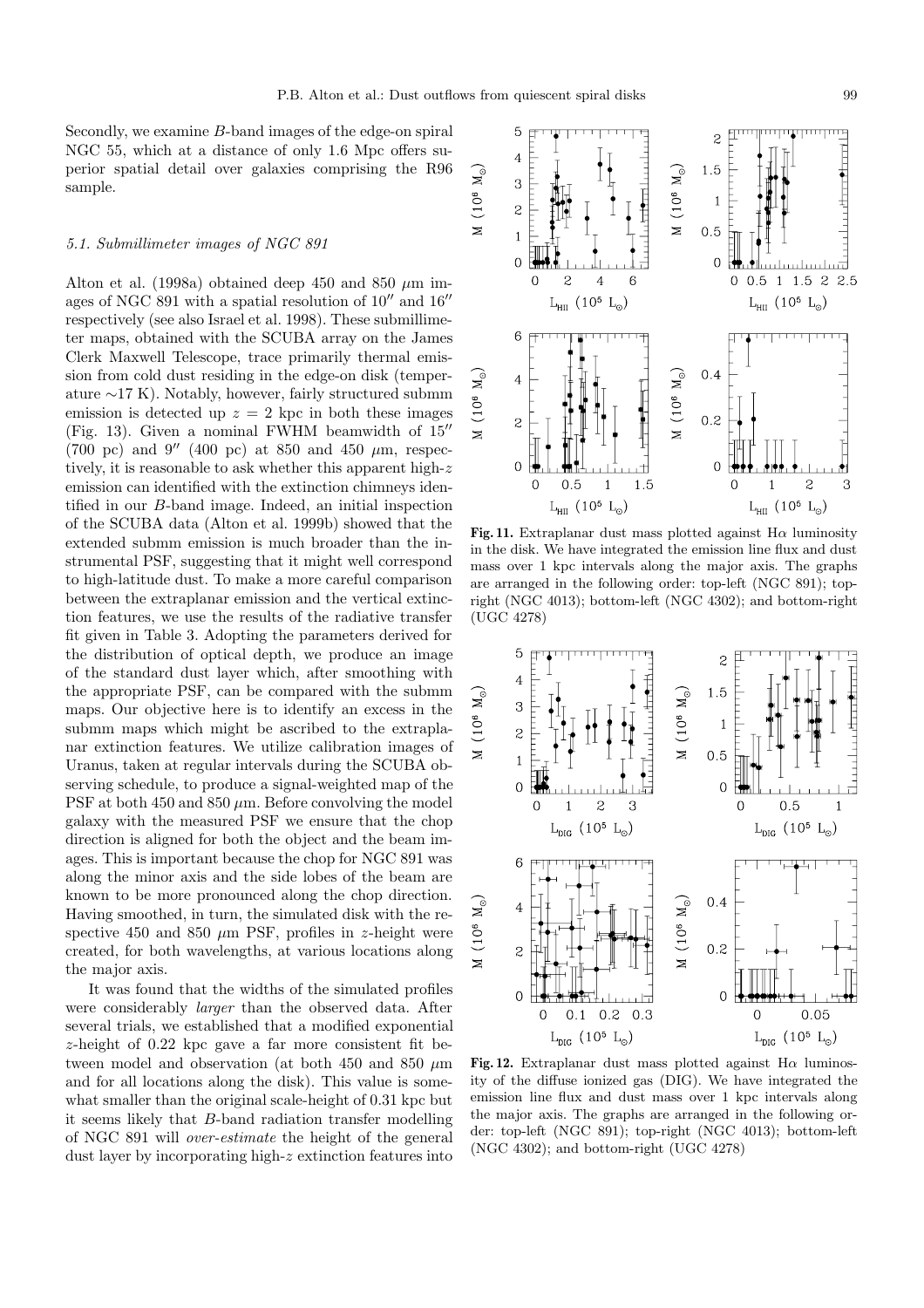Secondly, we examine $B$-band images of the edge-on spiral NGC 55, which at a distance of only 1.6 Mpc offers superior spatial detail over galaxies comprising the R96 sample.

### 5.1. Submillimeter images of NGC 891

Alton et al. (1998a) obtained deep 450 and 850 $\mu$m images of NGC 891 with a spatial resolution of $10''$ and $16''$ respectively (see also Israel et al. 1998). These submillimeter maps, obtained with the SCUBA array on the James Clerk Maxwell Telescope, trace primarily thermal emission from cold dust residing in the edge-on disk (temperature $\sim$17 K). Notably, however, fairly structured submm emission is detected up $z = 2$ kpc in both these images (Fig. 13). Given a nominal FWHM beamwidth of $15''$ (700 pc) and $9''$ (400 pc) at 850 and 450 $\mu$m, respectively, it is reasonable to ask whether this apparent high-$z$ emission can identified with the extinction chimneys identified in our $B$-band image. Indeed, an initial inspection of the SCUBA data (Alton et al. 1999b) showed that the extended submm emission is much broader than the instrumental PSF, suggesting that it might well correspond to high-latitude dust. To make a more careful comparison between the extraplanar emission and the vertical extinction features, we use the results of the radiative transfer fit given in Table 3. Adopting the parameters derived for the distribution of optical depth, we produce an image of the standard dust layer which, after smoothing with the appropriate PSF, can be compared with the submm maps. Our objective here is to identify an excess in the submm maps which might be ascribed to the extraplanar extinction features. We utilize calibration images of Uranus, taken at regular intervals during the SCUBA observing schedule, to produce a signal-weighted map of the PSF at both 450 and 850 $\mu$m. Before convolving the model galaxy with the measured PSF we ensure that the chop direction is aligned for both the object and the beam images. This is important because the chop for NGC 891 was along the minor axis and the side lobes of the beam are known to be more pronounced along the chop direction. Having smoothed, in turn, the simulated disk with the respective 450 and 850 $\mu$m PSF, profiles in $z$-height were created, for both wavelengths, at various locations along the major axis.

It was found that the widths of the simulated profiles were considerably *larger* than the observed data. After several trials, we established that a modified exponential $z$-height of 0.22 kpc gave a far more consistent fit between model and observation (at both 450 and 850 $\mu$m and for all locations along the disk). This value is somewhat smaller than the original scale-height of 0.31 kpc but it seems likely that $B$-band radiation transfer modelling of NGC 891 will *over-estimate* the height of the general dust layer by incorporating high-$z$ extinction features into

**Fig. 11.** Extraplanar dust mass plotted against H$\alpha$ luminosity in the disk. We have integrated the emission line flux and dust mass over 1 kpc intervals along the major axis. The graphs are arranged in the following order: top-left (NGC 891); top-right (NGC 4013); bottom-left (NGC 4302); and bottom-right (UGC 4278)

**Fig. 12.** Extraplanar dust mass plotted against H$\alpha$ luminosity of the diffuse ionized gas (DIG). We have integrated the emission line flux and dust mass over 1 kpc intervals along the major axis. The graphs are arranged in the following order: top-left (NGC 891); top-right (NGC 4013); bottom-left (NGC 4302); and bottom-right (UGC 4278)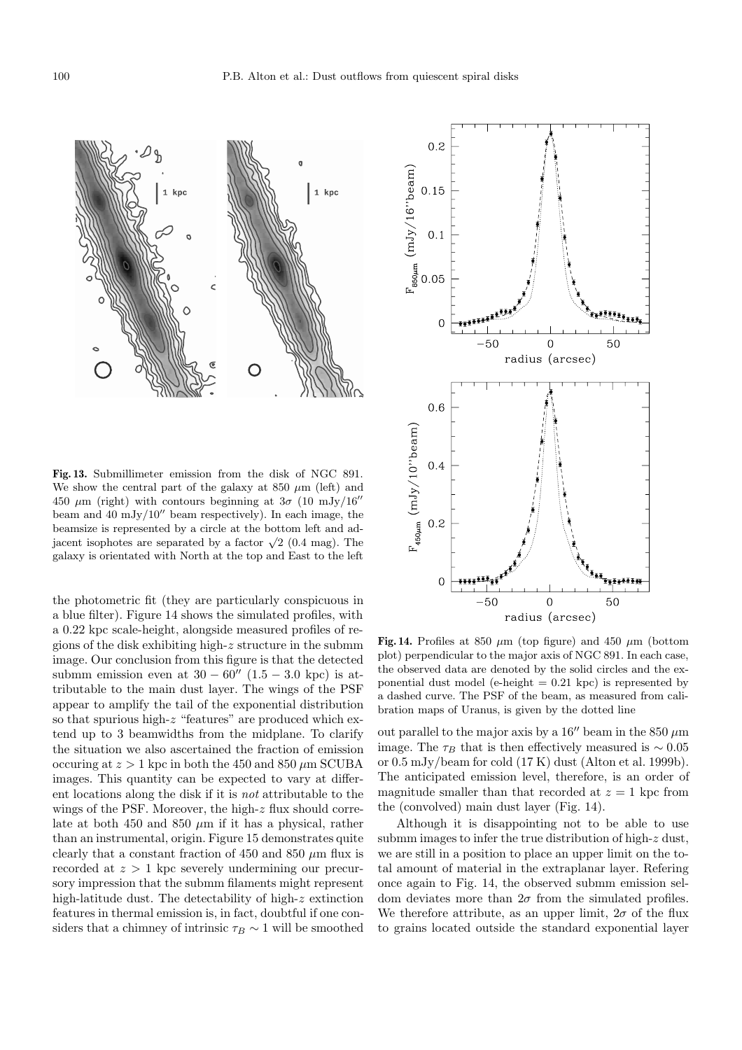**Fig. 13.** Submillimeter emission from the disk of NGC 891. We show the central part of the galaxy at 850 $\mu$m (left) and 450 $\mu$m (right) with contours beginning at $3\sigma$ (10 mJy/16″ beam and 40 mJy/10″ beam respectively). In each image, the beamsize is represented by a circle at the bottom left and adjacent isophotes are separated by a factor $\sqrt{2}$ (0.4 mag). The galaxy is orientated with North at the top and East to the left

**Fig. 14.** Profiles at 850 $\mu$m (top figure) and 450 $\mu$m (bottom plot) perpendicular to the major axis of NGC 891. In each case, the observed data are denoted by the solid circles and the exponential dust model (e-height = 0.21 kpc) is represented by a dashed curve. The PSF of the beam, as measured from calibration maps of Uranus, is given by the dotted line

the photometric fit (they are particularly conspicuous in a blue filter). Figure 14 shows the simulated profiles, with a 0.22 kpc scale-height, alongside measured profiles of regions of the disk exhibiting high-$z$ structure in the submm image. Our conclusion from this figure is that the detected submm emission even at $30-60''$ ($1.5-3.0$ kpc) is attributable to the main dust layer. The wings of the PSF appear to amplify the tail of the exponential distribution so that spurious high-$z$ "features" are produced which extend up to 3 beamwidths from the midplane. To clarify the situation we also ascertained the fraction of emission occuring at $z > 1$ kpc in both the 450 and 850 $\mu$m SCUBA images. This quantity can be expected to vary at different locations along the disk if it is *not* attributable to the wings of the PSF. Moreover, the high-$z$ flux should correlate at both 450 and 850 $\mu$m if it has a physical, rather than an instrumental, origin. Figure 15 demonstrates quite clearly that a constant fraction of 450 and 850 $\mu$m flux is recorded at $z > 1$ kpc severely undermining our precursory impression that the submm filaments might represent high-latitude dust. The detectability of high-$z$ extinction features in thermal emission is, in fact, doubtful if one considers that a chimney of intrinsic $\tau_B \sim 1$ will be smoothed out parallel to the major axis by a 16″ beam in the 850 $\mu$m image. The $\tau_B$ that is then effectively measured is $\sim 0.05$ or 0.5 mJy/beam for cold (17 K) dust (Alton et al. 1999b). The anticipated emission level, therefore, is an order of magnitude smaller than that recorded at $z = 1$ kpc from the (convolved) main dust layer (Fig. 14).

Although it is disappointing not to be able to use submm images to infer the true distribution of high-$z$ dust, we are still in a position to place an upper limit on the total amount of material in the extraplanar layer. Refering once again to Fig. 14, the observed submm emission seldom deviates more than $2\sigma$ from the simulated profiles. We therefore attribute, as an upper limit, $2\sigma$ of the flux to grains located outside the standard exponential layer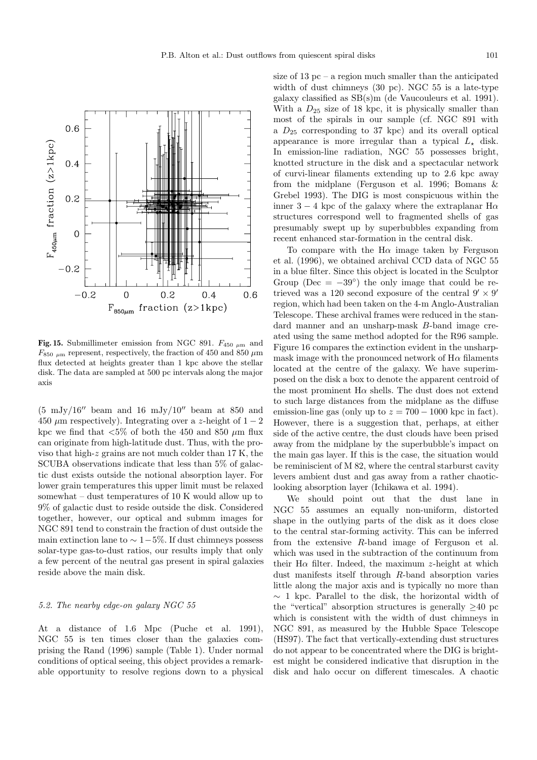**Fig. 15.** Submillimeter emission from NGC 891. $F_{450\ \mu m}$ and $F_{850\ \mu m}$ represent, respectively, the fraction of 450 and 850 $\mu$m flux detected at heights greater than 1 kpc above the stellar disk. The data are sampled at 500 pc intervals along the major axis

(5 mJy/16″ beam and 16 mJy/10″ beam at 850 and 450 $\mu$m respectively). Integrating over a $z$-height of $1-2$ kpc we find that <5% of both the 450 and 850 $\mu$m flux can originate from high-latitude dust. Thus, with the proviso that high-$z$ grains are not much colder than 17 K, the SCUBA observations indicate that less than 5% of galactic dust exists outside the notional absorption layer. For lower grain temperatures this upper limit must be relaxed somewhat – dust temperatures of 10 K would allow up to 9% of galactic dust to reside outside the disk. Considered together, however, our optical and submm images for NGC 891 tend to constrain the fraction of dust outside the main extinction lane to $\sim 1-5$%. If dust chimneys possess solar-type gas-to-dust ratios, our results imply that only a few percent of the neutral gas present in spiral galaxies reside above the main disk.

### 5.2. The nearby edge-on galaxy NGC 55

At a distance of 1.6 Mpc (Puche et al. 1991), NGC 55 is ten times closer than the galaxies comprising the Rand (1996) sample (Table 1). Under normal conditions of optical seeing, this object provides a remarkable opportunity to resolve regions down to a physical size of 13 pc – a region much smaller than the anticipated width of dust chimneys (30 pc). NGC 55 is a late-type galaxy classified as SB(s)m (de Vaucouleurs et al. 1991). With a $D_{25}$ size of 18 kpc, it is physically smaller than most of the spirals in our sample (cf. NGC 891 with a $D_{25}$ corresponding to 37 kpc) and its overall optical appearance is more irregular than a typical $L_\star$ disk. In emission-line radiation, NGC 55 possesses bright, knotted structure in the disk and a spectacular network of curvi-linear filaments extending up to 2.6 kpc away from the midplane (Ferguson et al. 1996; Bomans & Grebel 1993). The DIG is most conspicuous within the inner $3-4$ kpc of the galaxy where the extraplanar H$\alpha$ structures correspond well to fragmented shells of gas presumably swept up by superbubbles expanding from recent enhanced star-formation in the central disk.

To compare with the H$\alpha$ image taken by Ferguson et al. (1996), we obtained archival CCD data of NGC 55 in a blue filter. Since this object is located in the Sculptor Group (Dec $= -39°$) the only image that could be retrieved was a 120 second exposure of the central $9' \times 9'$ region, which had been taken on the 4-m Anglo-Australian Telescope. These archival frames were reduced in the standard manner and an unsharp-mask $B$-band image created using the same method adopted for the R96 sample. Figure 16 compares the extinction evident in the unsharp-mask image with the pronounced network of H$\alpha$ filaments located at the centre of the galaxy. We have superimposed on the disk a box to denote the apparent centroid of the most prominent H$\alpha$ shells. The dust does not extend to such large distances from the midplane as the diffuse emission-line gas (only up to $z = 700-1000$ kpc in fact). However, there is a suggestion that, perhaps, at either side of the active centre, the dust clouds have been prised away from the midplane by the superbubble's impact on the main gas layer. If this is the case, the situation would be reminiscent of M 82, where the central starburst cavity levers ambient dust and gas away from a rather chaotic-looking absorption layer (Ichikawa et al. 1994).

We should point out that the dust lane in NGC 55 assumes an equally non-uniform, distorted shape in the outlying parts of the disk as it does close to the central star-forming activity. This can be inferred from the extensive $R$-band image of Ferguson et al. which was used in the subtraction of the continuum from their H$\alpha$ filter. Indeed, the maximum $z$-height at which dust manifests itself through $R$-band absorption varies little along the major axis and is typically no more than $\sim 1$ kpc. Parallel to the disk, the horizontal width of the "vertical" absorption structures is generally $\geq 40$ pc which is consistent with the width of dust chimneys in NGC 891, as measured by the Hubble Space Telescope (HS97). The fact that vertically-extending dust structures do not appear to be concentrated where the DIG is brightest might be considered indicative that disruption in the disk and halo occur on different timescales. A chaotic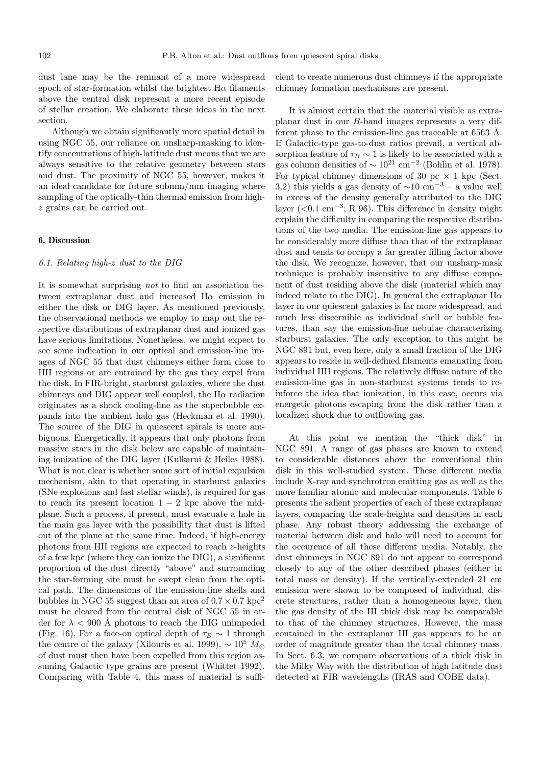dust lane may be the remnant of a more widespread epoch of star-formation whilst the brightest Hα filaments above the central disk represent a more recent episode of stellar creation. We elaborate these ideas in the next section.

Although we obtain significantly more spatial detail in using NGC 55, our reliance on unsharp-masking to identify concentrations of high-latitude dust means that we are always sensitive to the relative geometry between stars and dust. The proximity of NGC 55, however, makes it an ideal candidate for future submm/mm imaging where sampling of the optically-thin thermal emission from high-$z$ grains can be carried out.

## 6. Discussion

### 6.1. Relating high-$z$ dust to the DIG

It is somewhat surprising *not* to find an association between extraplanar dust and increased Hα emission in either the disk or DIG layer. As mentioned previously, the observational methods we employ to map out the respective distributions of extraplanar dust and ionized gas have serious limitations. Nonetheless, we might expect to see some indication in our optical and emission-line images of NGC 55 that dust chimneys either form close to HII regions or are entrained by the gas they expel from the disk. In FIR-bright, starburst galaxies, where the dust chimneys and DIG appear well coupled, the Hα radiation originates as a shock cooling-line as the superbubble expands into the ambient halo gas (Heckman et al. 1990). The source of the DIG in quiescent spirals is more ambiguous. Energetically, it appears that only photons from massive stars in the disk below are capable of maintaining ionization of the DIG layer (Kulkarni & Heiles 1988). What is not clear is whether some sort of initial expulsion mechanism, akin to that operating in starburst galaxies (SNe explosions and fast stellar winds), is required for gas to reach its present location $1-2$ kpc above the midplane. Such a process, if present, must evacuate a hole in the main gas layer with the possibility that dust is lifted out of the plane at the same time. Indeed, if high-energy photons from HII regions are expected to reach $z$-heights of a few kpc (where they can ionize the DIG), a significant proportion of the dust directly "above" and surrounding the star-forming site must be swept clean from the optical path. The dimensions of the emission-line shells and bubbles in NGC 55 suggest than an area of $0.7 \times 0.7$ kpc$^2$ must be cleared from the central disk of NGC 55 in order for $\lambda < 900$ Å photons to reach the DIG unimpeded (Fig. 16). For a face-on optical depth of $\tau_B \sim 1$ through the centre of the galaxy (Xilouris et al. 1999), $\sim 10^5$ $M_\odot$ of dust must then have been expelled from this region assuming Galactic type grains are present (Whittet 1992). Comparing with Table 4, this mass of material is sufficient to create numerous dust chimneys if the appropriate chimney formation mechanisms are present.

It is almost certain that the material visible as extraplanar dust in our $B$-band images represents a very different phase to the emission-line gas traceable at 6563 Å. If Galactic-type gas-to-dust ratios prevail, a vertical absorption feature of $\tau_B \sim 1$ is likely to be associated with a gas column densities of $\sim 10^{21}$ cm$^{-2}$ (Bohlin et al. 1978). For typical chimney dimensions of 30 pc $\times$ 1 kpc (Sect. 3.2) this yields a gas density of $\sim$10 cm$^{-3}$ – a value well in excess of the density generally attributed to the DIG layer (<0.1 cm$^{-3}$; R 96). This difference in density might explain the difficulty in comparing the respective distributions of the two media. The emission-line gas appears to be considerably more diffuse than that of the extraplanar dust and tends to occupy a far greater filling factor above the disk. We recognize, however, that our unsharp-mask technique is probably insensitive to any diffuse component of dust residing above the disk (material which may indeed relate to the DIG). In general the extraplanar Hα layer in our quiescent galaxies is far more widespread, and much less discernible as individual shell or bubble features, than say the emission-line nebulae characterizing starburst galaxies. The only exception to this might be NGC 891 but, even here, only a small fraction of the DIG appears to reside in well-defined filaments emanating from individual HII regions. The relatively diffuse nature of the emission-line gas in non-starburst systems tends to reinforce the idea that ionization, in this case, occurs via energetic photons escaping from the disk rather than a localized shock due to outflowing gas.

At this point we mention the "thick disk" in NGC 891. A range of gas phases are known to extend to considerable distances above the conventional thin disk in this well-studied system. These different media include X-ray and synchrotron emitting gas as well as the more familiar atomic and molecular components. Table 6 presents the salient properties of each of these extraplanar layers, comparing the scale-heights and densities in each phase. Any robust theory addressing the exchange of material between disk and halo will need to account for the occurence of all these different media. Notably, the dust chimneys in NGC 891 do not appear to correspond closely to any of the other described phases (either in total mass or density). If the vertically-extended 21 cm emission were shown to be composed of individual, discrete structures, rather than a homogeneous layer, then the gas density of the HI thick disk may be comparable to that of the chimney structures. However, the mass contained in the extraplanar HI gas appears to be an order of magnitude greater than the total chimney mass. In Sect. 6.3, we compare observations of a thick disk in the Milky Way with the distribution of high latitude dust detected at FIR wavelengths (IRAS and COBE data).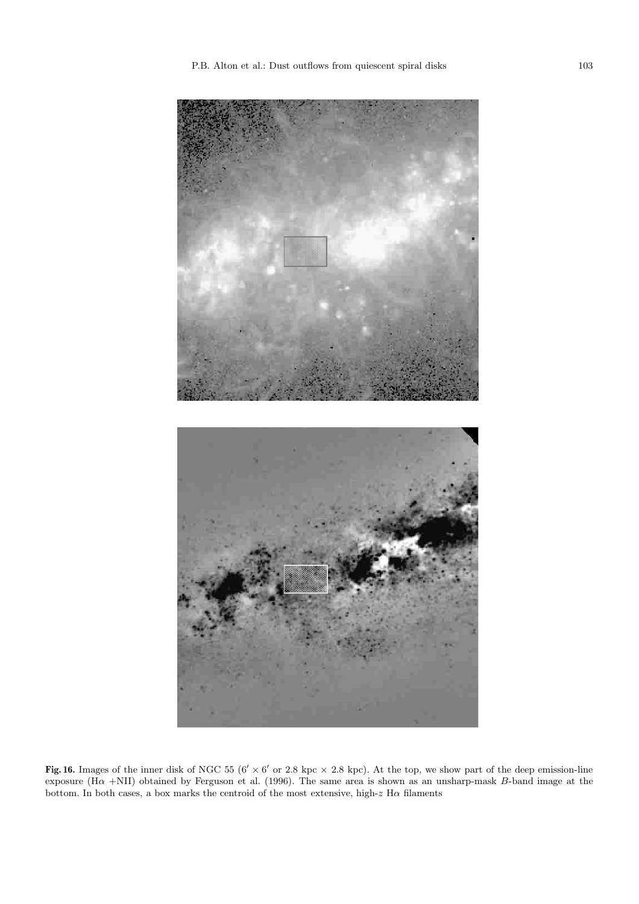**Fig. 16.** Images of the inner disk of NGC 55 ($6' \times 6'$ or 2.8 kpc $\times$ 2.8 kpc). At the top, we show part of the deep emission-line exposure (H$\alpha$ +NII) obtained by Ferguson et al. (1996). The same area is shown as an unsharp-mask $B$-band image at the bottom. In both cases, a box marks the centroid of the most extensive, high-$z$ H$\alpha$ filaments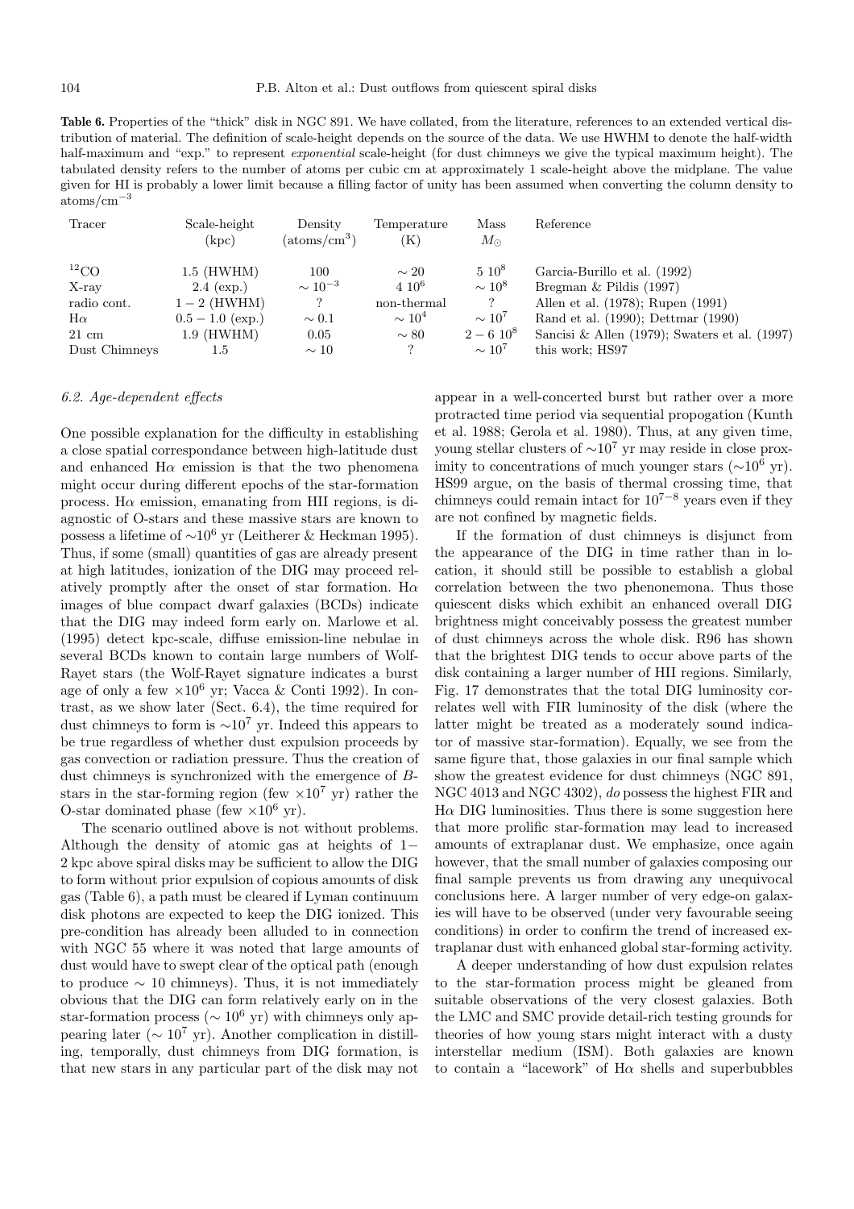**Table 6.** Properties of the "thick" disk in NGC 891. We have collated, from the literature, references to an extended vertical distribution of material. The definition of scale-height depends on the source of the data. We use HWHM to denote the half-width half-maximum and "exp." to represent *exponential* scale-height (for dust chimneys we give the typical maximum height). The tabulated density refers to the number of atoms per cubic cm at approximately 1 scale-height above the midplane. The value given for HI is probably a lower limit because a filling factor of unity has been assumed when converting the column density to atoms/cm$^{-3}$

| Tracer | Scale-height (kpc) | Density (atoms/cm$^3$) | Temperature (K) | Mass $M_\odot$ | Reference |
|---|---|---|---|---|---|
| $^{12}$CO | 1.5 (HWHM) | 100 | $\sim 20$ | $5\ 10^8$ | Garcia-Burillo et al. (1992) |
| X-ray | 2.4 (exp.) | $\sim 10^{-3}$ | $4\ 10^6$ | $\sim 10^8$ | Bregman & Pildis (1997) |
| radio cont. | $1-2$ (HWHM) | ? | non-thermal | ? | Allen et al. (1978); Rupen (1991) |
| H$\alpha$ | $0.5-1.0$ (exp.) | $\sim 0.1$ | $\sim 10^4$ | $\sim 10^7$ | Rand et al. (1990); Dettmar (1990) |
| 21 cm | 1.9 (HWHM) | 0.05 | $\sim 80$ | $2-6\ 10^8$ | Sancisi & Allen (1979); Swaters et al. (1997) |
| Dust Chimneys | 1.5 | $\sim 10$ | ? | $\sim 10^7$ | this work; HS97 |

### 6.2. Age-dependent effects

One possible explanation for the difficulty in establishing a close spatial correspondance between high-latitude dust and enhanced H$\alpha$ emission is that the two phenomena might occur during different epochs of the star-formation process. H$\alpha$ emission, emanating from HII regions, is diagnostic of O-stars and these massive stars are known to possess a lifetime of $\sim 10^6$ yr (Leitherer & Heckman 1995). Thus, if some (small) quantities of gas are already present at high latitudes, ionization of the DIG may proceed relatively promptly after the onset of star formation. H$\alpha$ images of blue compact dwarf galaxies (BCDs) indicate that the DIG may indeed form early on. Marlowe et al. (1995) detect kpc-scale, diffuse emission-line nebulae in several BCDs known to contain large numbers of Wolf-Rayet stars (the Wolf-Rayet signature indicates a burst age of only a few $\times 10^6$ yr; Vacca & Conti 1992). In contrast, as we show later (Sect. 6.4), the time required for dust chimneys to form is $\sim 10^7$ yr. Indeed this appears to be true regardless of whether dust expulsion proceeds by gas convection or radiation pressure. Thus the creation of dust chimneys is synchronized with the emergence of *B*-stars in the star-forming region (few $\times 10^7$ yr) rather the O-star dominated phase (few $\times 10^6$ yr).

The scenario outlined above is not without problems. Although the density of atomic gas at heights of 1–2 kpc above spiral disks may be sufficient to allow the DIG to form without prior expulsion of copious amounts of disk gas (Table 6), a path must be cleared if Lyman continuum disk photons are expected to keep the DIG ionized. This pre-condition has already been alluded to in connection with NGC 55 where it was noted that large amounts of dust would have to swept clear of the optical path (enough to produce $\sim 10$ chimneys). Thus, it is not immediately obvious that the DIG can form relatively early on in the star-formation process ($\sim 10^6$ yr) with chimneys only appearing later ($\sim 10^7$ yr). Another complication in distilling, temporally, dust chimneys from DIG formation, is that new stars in any particular part of the disk may not appear in a well-concerted burst but rather over a more protracted time period via sequential propogation (Kunth et al. 1988; Gerola et al. 1980). Thus, at any given time, young stellar clusters of $\sim 10^7$ yr may reside in close proximity to concentrations of much younger stars ($\sim 10^6$ yr). HS99 argue, on the basis of thermal crossing time, that chimneys could remain intact for $10^{7-8}$ years even if they are not confined by magnetic fields.

If the formation of dust chimneys is disjunct from the appearance of the DIG in time rather than in location, it should still be possible to establish a global correlation between the two phenonemona. Thus those quiescent disks which exhibit an enhanced overall DIG brightness might conceivably possess the greatest number of dust chimneys across the whole disk. R96 has shown that the brightest DIG tends to occur above parts of the disk containing a larger number of HII regions. Similarly, Fig. 17 demonstrates that the total DIG luminosity correlates well with FIR luminosity of the disk (where the latter might be treated as a moderately sound indicator of massive star-formation). Equally, we see from the same figure that, those galaxies in our final sample which show the greatest evidence for dust chimneys (NGC 891, NGC 4013 and NGC 4302), *do* possess the highest FIR and H$\alpha$ DIG luminosities. Thus there is some suggestion here that more prolific star-formation may lead to increased amounts of extraplanar dust. We emphasize, once again however, that the small number of galaxies composing our final sample prevents us from drawing any unequivocal conclusions here. A larger number of very edge-on galaxies will have to be observed (under very favourable seeing conditions) in order to confirm the trend of increased extraplanar dust with enhanced global star-forming activity.

A deeper understanding of how dust expulsion relates to the star-formation process might be gleaned from suitable observations of the very closest galaxies. Both the LMC and SMC provide detail-rich testing grounds for theories of how young stars might interact with a dusty interstellar medium (ISM). Both galaxies are known to contain a "lacework" of H$\alpha$ shells and superbubbles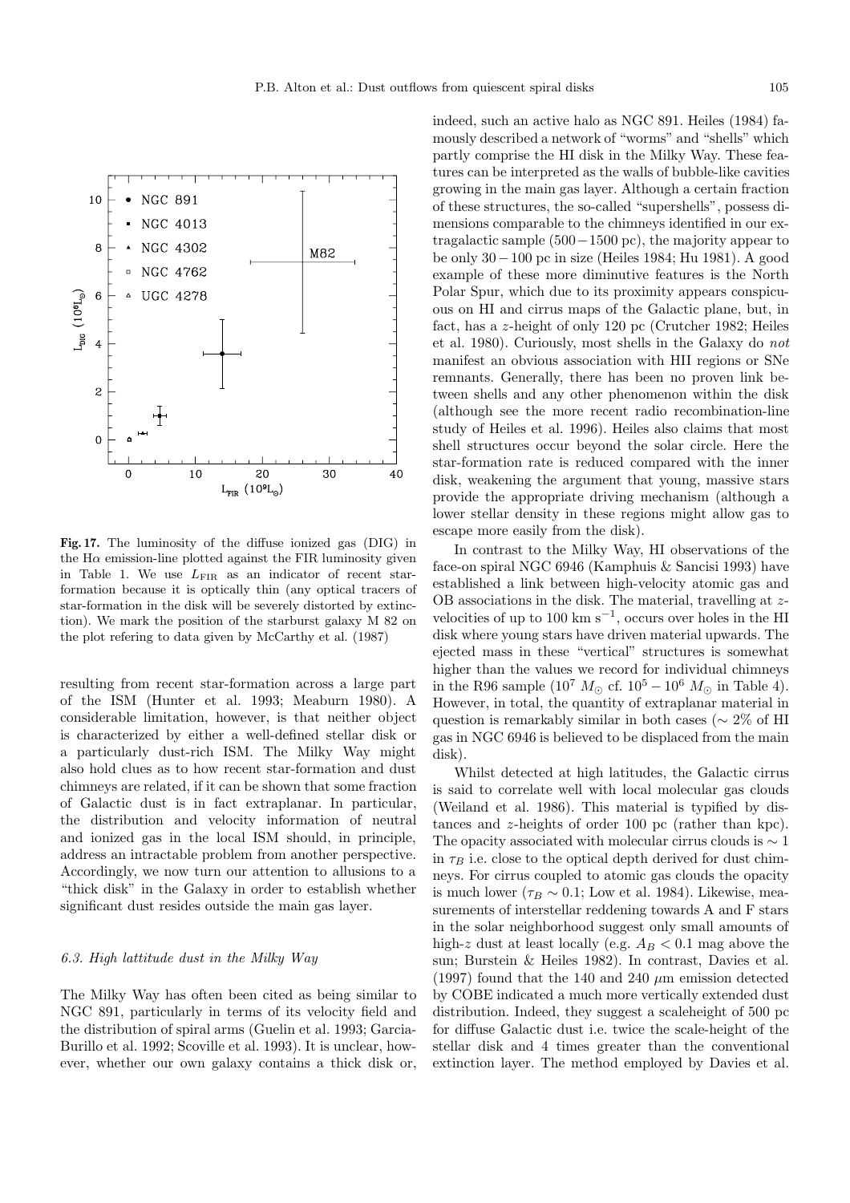**Fig. 17.** The luminosity of the diffuse ionized gas (DIG) in the H$\alpha$ emission-line plotted against the FIR luminosity given in Table 1. We use $L_{\rm FIR}$ as an indicator of recent star-formation because it is optically thin (any optical tracers of star-formation in the disk will be severely distorted by extinction). We mark the position of the starburst galaxy M 82 on the plot refering to data given by McCarthy et al. (1987)

resulting from recent star-formation across a large part of the ISM (Hunter et al. 1993; Meaburn 1980). A considerable limitation, however, is that neither object is characterized by either a well-defined stellar disk or a particularly dust-rich ISM. The Milky Way might also hold clues as to how recent star-formation and dust chimneys are related, if it can be shown that some fraction of Galactic dust is in fact extraplanar. In particular, the distribution and velocity information of neutral and ionized gas in the local ISM should, in principle, address an intractable problem from another perspective. Accordingly, we now turn our attention to allusions to a "thick disk" in the Galaxy in order to establish whether significant dust resides outside the main gas layer.

### *6.3. High lattitude dust in the Milky Way*

The Milky Way has often been cited as being similar to NGC 891, particularly in terms of its velocity field and the distribution of spiral arms (Guelin et al. 1993; Garcia-Burillo et al. 1992; Scoville et al. 1993). It is unclear, however, whether our own galaxy contains a thick disk or, indeed, such an active halo as NGC 891. Heiles (1984) famously described a network of "worms" and "shells" which partly comprise the HI disk in the Milky Way. These features can be interpreted as the walls of bubble-like cavities growing in the main gas layer. Although a certain fraction of these structures, the so-called "supershells", possess dimensions comparable to the chimneys identified in our extragalactic sample ($500-1500$ pc), the majority appear to be only $30-100$ pc in size (Heiles 1984; Hu 1981). A good example of these more diminutive features is the North Polar Spur, which due to its proximity appears conspicuous on HI and cirrus maps of the Galactic plane, but, in fact, has a $z$-height of only 120 pc (Crutcher 1982; Heiles et al. 1980). Curiously, most shells in the Galaxy do *not* manifest an obvious association with HII regions or SNe remnants. Generally, there has been no proven link between shells and any other phenomenon within the disk (although see the more recent radio recombination-line study of Heiles et al. 1996). Heiles also claims that most shell structures occur beyond the solar circle. Here the star-formation rate is reduced compared with the inner disk, weakening the argument that young, massive stars provide the appropriate driving mechanism (although a lower stellar density in these regions might allow gas to escape more easily from the disk).

In contrast to the Milky Way, HI observations of the face-on spiral NGC 6946 (Kamphuis & Sancisi 1993) have established a link between high-velocity atomic gas and OB associations in the disk. The material, travelling at $z$-velocities of up to 100 km s$^{-1}$, occurs over holes in the HI disk where young stars have driven material upwards. The ejected mass in these "vertical" structures is somewhat higher than the values we record for individual chimneys in the R96 sample ($10^7$ $M_\odot$ cf. $10^5-10^6$ $M_\odot$ in Table 4). However, in total, the quantity of extraplanar material in question is remarkably similar in both cases ($\sim 2$% of HI gas in NGC 6946 is believed to be displaced from the main disk).

Whilst detected at high latitudes, the Galactic cirrus is said to correlate well with local molecular gas clouds (Weiland et al. 1986). This material is typified by distances and $z$-heights of order 100 pc (rather than kpc). The opacity associated with molecular cirrus clouds is $\sim 1$ in $\tau_B$ i.e. close to the optical depth derived for dust chimneys. For cirrus coupled to atomic gas clouds the opacity is much lower ($\tau_B \sim 0.1$; Low et al. 1984). Likewise, measurements of interstellar reddening towards A and F stars in the solar neighborhood suggest only small amounts of high-$z$ dust at least locally (e.g. $A_B < 0.1$ mag above the sun; Burstein & Heiles 1982). In contrast, Davies et al. (1997) found that the 140 and 240 $\mu$m emission detected by COBE indicated a much more vertically extended dust distribution. Indeed, they suggest a scaleheight of 500 pc for diffuse Galactic dust i.e. twice the scale-height of the stellar disk and 4 times greater than the conventional extinction layer. The method employed by Davies et al.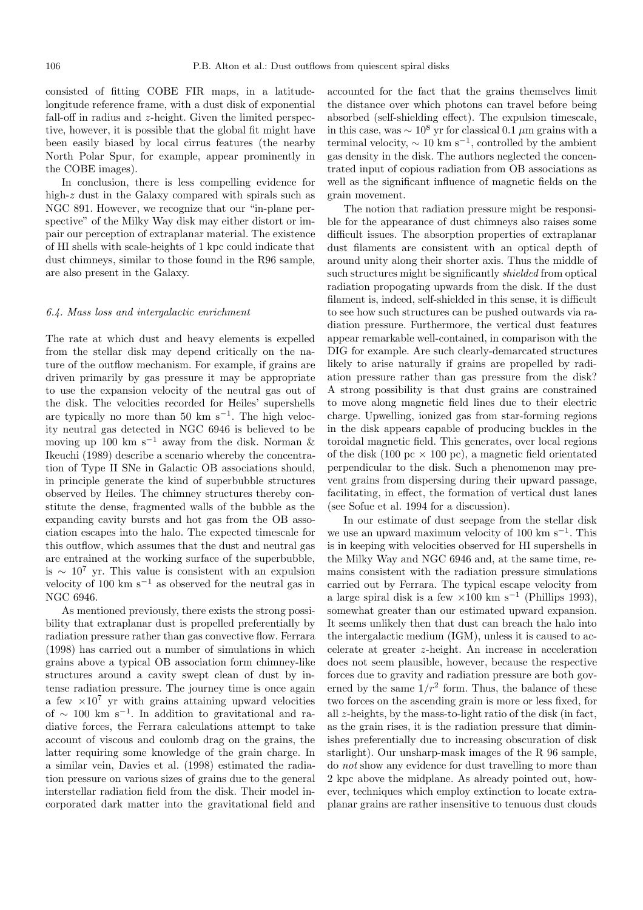consisted of fitting COBE FIR maps, in a latitude-longitude reference frame, with a dust disk of exponential fall-off in radius and $z$-height. Given the limited perspective, however, it is possible that the global fit might have been easily biased by local cirrus features (the nearby North Polar Spur, for example, appear prominently in the COBE images).

In conclusion, there is less compelling evidence for high-$z$ dust in the Galaxy compared with spirals such as NGC 891. However, we recognize that our "in-plane perspective" of the Milky Way disk may either distort or impair our perception of extraplanar material. The existence of HI shells with scale-heights of 1 kpc could indicate that dust chimneys, similar to those found in the R96 sample, are also present in the Galaxy.

### 6.4. Mass loss and intergalactic enrichment

The rate at which dust and heavy elements are expelled from the stellar disk may depend critically on the nature of the outflow mechanism. For example, if grains are driven primarily by gas pressure it may be appropriate to use the expansion velocity of the neutral gas out of the disk. The velocities recorded for Heiles' supershells are typically no more than 50 km s$^{-1}$. The high velocity neutral gas detected in NGC 6946 is believed to be moving up 100 km s$^{-1}$ away from the disk. Norman & Ikeuchi (1989) describe a scenario whereby the concentration of Type II SNe in Galactic OB associations should, in principle generate the kind of superbubble structures observed by Heiles. The chimney structures thereby constitute the dense, fragmented walls of the bubble as the expanding cavity bursts and hot gas from the OB association escapes into the halo. The expected timescale for this outflow, which assumes that the dust and neutral gas are entrained at the working surface of the superbubble, is $\sim 10^7$ yr. This value is consistent with an expulsion velocity of 100 km s$^{-1}$ as observed for the neutral gas in NGC 6946.

As mentioned previously, there exists the strong possibility that extraplanar dust is propelled preferentially by radiation pressure rather than gas convective flow. Ferrara (1998) has carried out a number of simulations in which grains above a typical OB association form chimney-like structures around a cavity swept clean of dust by intense radiation pressure. The journey time is once again a few $\times 10^7$ yr with grains attaining upward velocities of $\sim$ 100 km s$^{-1}$. In addition to gravitational and radiative forces, the Ferrara calculations attempt to take account of viscous and coulomb drag on the grains, the latter requiring some knowledge of the grain charge. In a similar vein, Davies et al. (1998) estimated the radiation pressure on various sizes of grains due to the general interstellar radiation field from the disk. Their model incorporated dark matter into the gravitational field and accounted for the fact that the grains themselves limit the distance over which photons can travel before being absorbed (self-shielding effect). The expulsion timescale, in this case, was $\sim 10^8$ yr for classical 0.1 $\mu$m grains with a terminal velocity, $\sim$ 10 km s$^{-1}$, controlled by the ambient gas density in the disk. The authors neglected the concentrated input of copious radiation from OB associations as well as the significant influence of magnetic fields on the grain movement.

The notion that radiation pressure might be responsible for the appearance of dust chimneys also raises some difficult issues. The absorption properties of extraplanar dust filaments are consistent with an optical depth of around unity along their shorter axis. Thus the middle of such structures might be significantly *shielded* from optical radiation propogating upwards from the disk. If the dust filament is, indeed, self-shielded in this sense, it is difficult to see how such structures can be pushed outwards via radiation pressure. Furthermore, the vertical dust features appear remarkable well-contained, in comparison with the DIG for example. Are such clearly-demarcated structures likely to arise naturally if grains are propelled by radiation pressure rather than gas pressure from the disk? A strong possibility is that dust grains are constrained to move along magnetic field lines due to their electric charge. Upwelling, ionized gas from star-forming regions in the disk appears capable of producing buckles in the toroidal magnetic field. This generates, over local regions of the disk (100 pc $\times$ 100 pc), a magnetic field orientated perpendicular to the disk. Such a phenomenon may prevent grains from dispersing during their upward passage, facilitating, in effect, the formation of vertical dust lanes (see Sofue et al. 1994 for a discussion).

In our estimate of dust seepage from the stellar disk we use an upward maximum velocity of 100 km s$^{-1}$. This is in keeping with velocities observed for HI supershells in the Milky Way and NGC 6946 and, at the same time, remains consistent with the radiation pressure simulations carried out by Ferrara. The typical escape velocity from a large spiral disk is a few $\times$100 km s$^{-1}$ (Phillips 1993), somewhat greater than our estimated upward expansion. It seems unlikely then that dust can breach the halo into the intergalactic medium (IGM), unless it is caused to accelerate at greater $z$-height. An increase in acceleration does not seem plausible, however, because the respective forces due to gravity and radiation pressure are both governed by the same $1/r^2$ form. Thus, the balance of these two forces on the ascending grain is more or less fixed, for all $z$-heights, by the mass-to-light ratio of the disk (in fact, as the grain rises, it is the radiation pressure that diminishes preferentially due to increasing obscuration of disk starlight). Our unsharp-mask images of the R 96 sample, do *not* show any evidence for dust travelling to more than 2 kpc above the midplane. As already pointed out, however, techniques which employ extinction to locate extraplanar grains are rather insensitive to tenuous dust clouds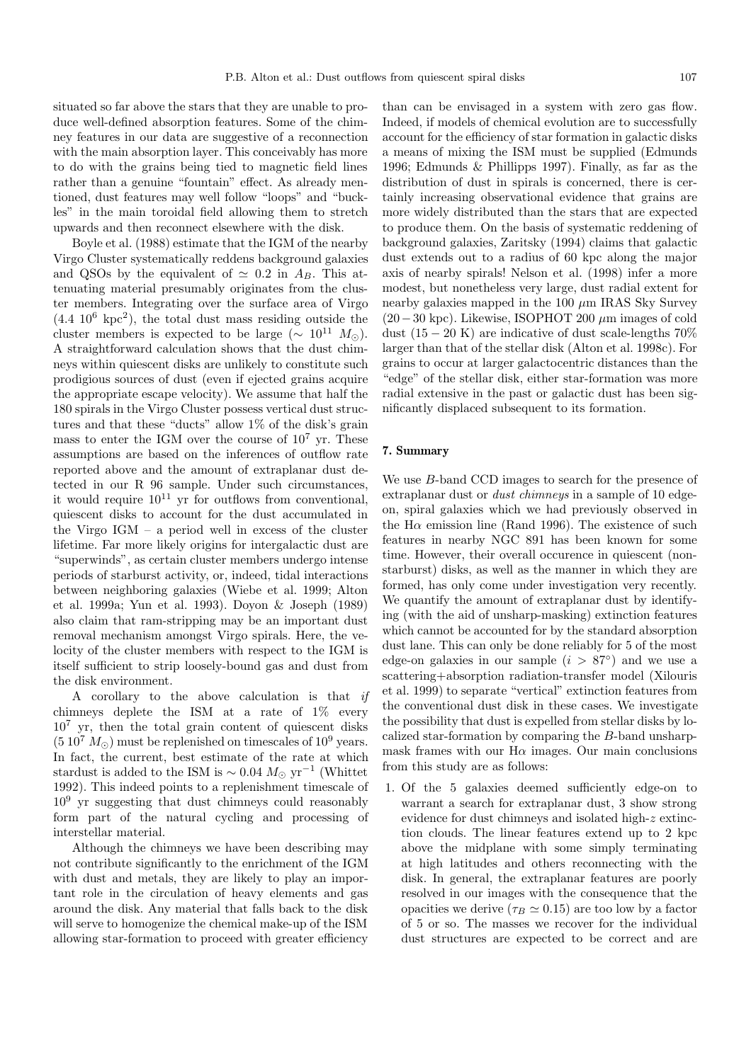situated so far above the stars that they are unable to produce well-defined absorption features. Some of the chimney features in our data are suggestive of a reconnection with the main absorption layer. This conceivably has more to do with the grains being tied to magnetic field lines rather than a genuine "fountain" effect. As already mentioned, dust features may well follow "loops" and "buckles" in the main toroidal field allowing them to stretch upwards and then reconnect elsewhere with the disk.

Boyle et al. (1988) estimate that the IGM of the nearby Virgo Cluster systematically reddens background galaxies and QSOs by the equivalent of $\simeq$ 0.2 in $A_B$. This attenuating material presumably originates from the cluster members. Integrating over the surface area of Virgo ($4.4\ 10^6$ kpc$^2$), the total dust mass residing outside the cluster members is expected to be large ($\sim 10^{11}\ M_\odot$). A straightforward calculation shows that the dust chimneys within quiescent disks are unlikely to constitute such prodigious sources of dust (even if ejected grains acquire the appropriate escape velocity). We assume that half the 180 spirals in the Virgo Cluster possess vertical dust structures and that these "ducts" allow 1% of the disk's grain mass to enter the IGM over the course of $10^7$ yr. These assumptions are based on the inferences of outflow rate reported above and the amount of extraplanar dust detected in our R 96 sample. Under such circumstances, it would require $10^{11}$ yr for outflows from conventional, quiescent disks to account for the dust accumulated in the Virgo IGM – a period well in excess of the cluster lifetime. Far more likely origins for intergalactic dust are "superwinds", as certain cluster members undergo intense periods of starburst activity, or, indeed, tidal interactions between neighboring galaxies (Wiebe et al. 1999; Alton et al. 1999a; Yun et al. 1993). Doyon & Joseph (1989) also claim that ram-stripping may be an important dust removal mechanism amongst Virgo spirals. Here, the velocity of the cluster members with respect to the IGM is itself sufficient to strip loosely-bound gas and dust from the disk environment.

A corollary to the above calculation is that *if* chimneys deplete the ISM at a rate of 1% every $10^7$ yr, then the total grain content of quiescent disks ($5\ 10^7\ M_\odot$) must be replenished on timescales of $10^9$ years. In fact, the current, best estimate of the rate at which stardust is added to the ISM is $\sim 0.04\ M_\odot$ yr$^{-1}$ (Whittet 1992). This indeed points to a replenishment timescale of $10^9$ yr suggesting that dust chimneys could reasonably form part of the natural cycling and processing of interstellar material.

Although the chimneys we have been describing may not contribute significantly to the enrichment of the IGM with dust and metals, they are likely to play an important role in the circulation of heavy elements and gas around the disk. Any material that falls back to the disk will serve to homogenize the chemical make-up of the ISM allowing star-formation to proceed with greater efficiency than can be envisaged in a system with zero gas flow. Indeed, if models of chemical evolution are to successfully account for the efficiency of star formation in galactic disks a means of mixing the ISM must be supplied (Edmunds 1996; Edmunds & Phillipps 1997). Finally, as far as the distribution of dust in spirals is concerned, there is certainly increasing observational evidence that grains are more widely distributed than the stars that are expected to produce them. On the basis of systematic reddening of background galaxies, Zaritsky (1994) claims that galactic dust extends out to a radius of 60 kpc along the major axis of nearby spirals! Nelson et al. (1998) infer a more modest, but nonetheless very large, dust radial extent for nearby galaxies mapped in the 100 $\mu$m IRAS Sky Survey ($20-30$ kpc). Likewise, ISOPHOT 200 $\mu$m images of cold dust ($15-20$ K) are indicative of dust scale-lengths 70% larger than that of the stellar disk (Alton et al. 1998c). For grains to occur at larger galactocentric distances than the "edge" of the stellar disk, either star-formation was more radial extensive in the past or galactic dust has been significantly displaced subsequent to its formation.

## 7. Summary

We use $B$-band CCD images to search for the presence of extraplanar dust or *dust chimneys* in a sample of 10 edge-on, spiral galaxies which we had previously observed in the H$\alpha$ emission line (Rand 1996). The existence of such features in nearby NGC 891 has been known for some time. However, their overall occurence in quiescent (non-starburst) disks, as well as the manner in which they are formed, has only come under investigation very recently. We quantify the amount of extraplanar dust by identifying (with the aid of unsharp-masking) extinction features which cannot be accounted for by the standard absorption dust lane. This can only be done reliably for 5 of the most edge-on galaxies in our sample ($i > 87^\circ$) and we use a scattering+absorption radiation-transfer model (Xilouris et al. 1999) to separate "vertical" extinction features from the conventional dust disk in these cases. We investigate the possibility that dust is expelled from stellar disks by localized star-formation by comparing the $B$-band unsharp-mask frames with our H$\alpha$ images. Our main conclusions from this study are as follows:

1. Of the 5 galaxies deemed sufficiently edge-on to warrant a search for extraplanar dust, 3 show strong evidence for dust chimneys and isolated high-$z$ extinction clouds. The linear features extend up to 2 kpc above the midplane with some simply terminating at high latitudes and others reconnecting with the disk. In general, the extraplanar features are poorly resolved in our images with the consequence that the opacities we derive ($\tau_B \simeq 0.15$) are too low by a factor of 5 or so. The masses we recover for the individual dust structures are expected to be correct and are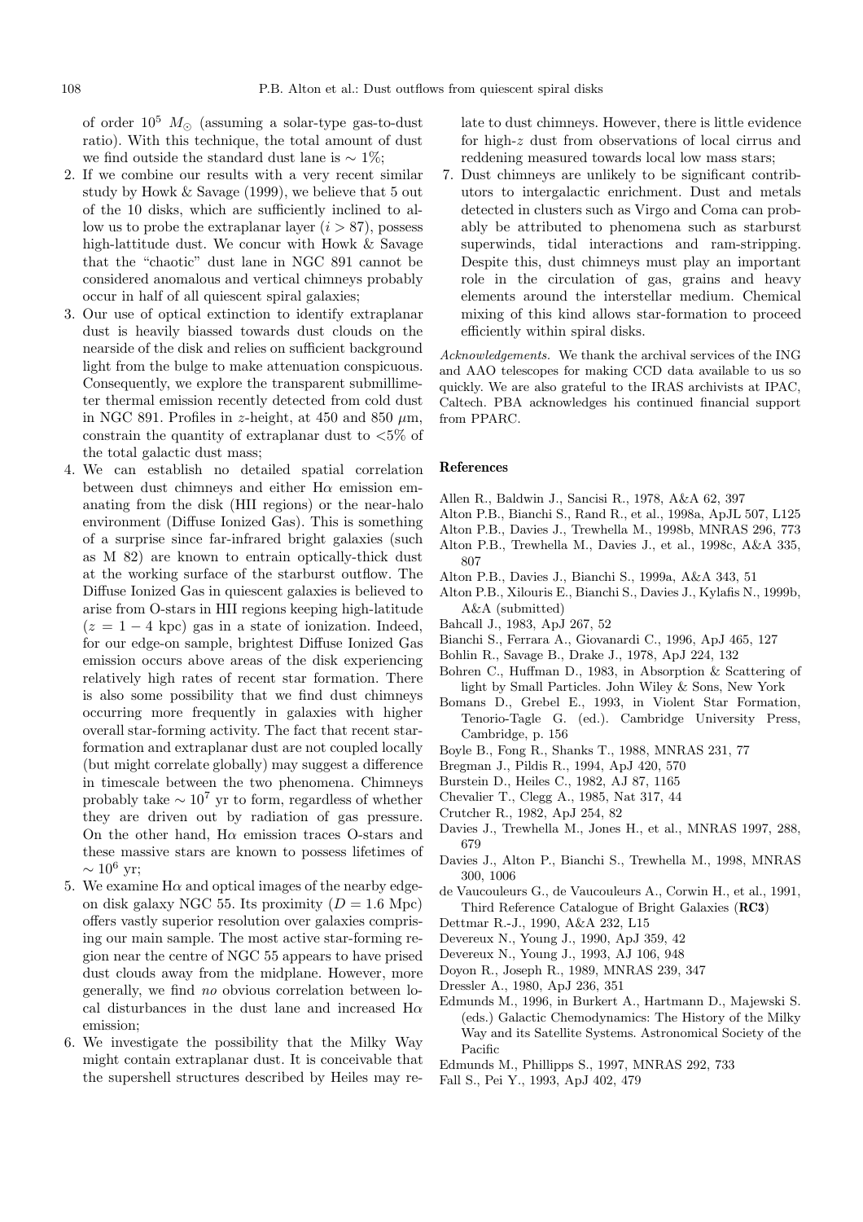of order $10^5$ $M_\odot$ (assuming a solar-type gas-to-dust ratio). With this technique, the total amount of dust we find outside the standard dust lane is $\sim 1\%$;

2. If we combine our results with a very recent similar study by Howk & Savage (1999), we believe that 5 out of the 10 disks, which are sufficiently inclined to allow us to probe the extraplanar layer ($i > 87$), possess high-lattitude dust. We concur with Howk & Savage that the "chaotic" dust lane in NGC 891 cannot be considered anomalous and vertical chimneys probably occur in half of all quiescent spiral galaxies;
3. Our use of optical extinction to identify extraplanar dust is heavily biassed towards dust clouds on the nearside of the disk and relies on sufficient background light from the bulge to make attenuation conspicuous. Consequently, we explore the transparent submillimeter thermal emission recently detected from cold dust in NGC 891. Profiles in $z$-height, at 450 and 850 $\mu$m, constrain the quantity of extraplanar dust to $<5\%$ of the total galactic dust mass;
4. We can establish no detailed spatial correlation between dust chimneys and either H$\alpha$ emission emanating from the disk (HII regions) or the near-halo environment (Diffuse Ionized Gas). This is something of a surprise since far-infrared bright galaxies (such as M 82) are known to entrain optically-thick dust at the working surface of the starburst outflow. The Diffuse Ionized Gas in quiescent galaxies is believed to arise from O-stars in HII regions keeping high-latitude ($z = 1-4$ kpc) gas in a state of ionization. Indeed, for our edge-on sample, brightest Diffuse Ionized Gas emission occurs above areas of the disk experiencing relatively high rates of recent star formation. There is also some possibility that we find dust chimneys occurring more frequently in galaxies with higher overall star-forming activity. The fact that recent star-formation and extraplanar dust are not coupled locally (but might correlate globally) may suggest a difference in timescale between the two phenomena. Chimneys probably take $\sim 10^7$ yr to form, regardless of whether they are driven out by radiation of gas pressure. On the other hand, H$\alpha$ emission traces O-stars and these massive stars are known to possess lifetimes of $\sim 10^6$ yr;
5. We examine H$\alpha$ and optical images of the nearby edge-on disk galaxy NGC 55. Its proximity ($D = 1.6$ Mpc) offers vastly superior resolution over galaxies comprising our main sample. The most active star-forming region near the centre of NGC 55 appears to have prised dust clouds away from the midplane. However, more generally, we find *no* obvious correlation between local disturbances in the dust lane and increased H$\alpha$ emission;
6. We investigate the possibility that the Milky Way might contain extraplanar dust. It is conceivable that the supershell structures described by Heiles may relate to dust chimneys. However, there is little evidence for high-$z$ dust from observations of local cirrus and reddening measured towards local low mass stars;
7. Dust chimneys are unlikely to be significant contributors to intergalactic enrichment. Dust and metals detected in clusters such as Virgo and Coma can probably be attributed to phenomena such as starburst superwinds, tidal interactions and ram-stripping. Despite this, dust chimneys must play an important role in the circulation of gas, grains and heavy elements around the interstellar medium. Chemical mixing of this kind allows star-formation to proceed efficiently within spiral disks.

*Acknowledgements.* We thank the archival services of the ING and AAO telescopes for making CCD data available to us so quickly. We are also grateful to the IRAS archivists at IPAC, Caltech. PBA acknowledges his continued financial support from PPARC.

## References

- Allen R., Baldwin J., Sancisi R., 1978, A&A 62, 397
- Alton P.B., Bianchi S., Rand R., et al., 1998a, ApJL 507, L125
- Alton P.B., Davies J., Trewhella M., 1998b, MNRAS 296, 773
- Alton P.B., Trewhella M., Davies J., et al., 1998c, A&A 335, 807
- Alton P.B., Davies J., Bianchi S., 1999a, A&A 343, 51
- Alton P.B., Xilouris E., Bianchi S., Davies J., Kylafis N., 1999b, A&A (submitted)
- Bahcall J., 1983, ApJ 267, 52
- Bianchi S., Ferrara A., Giovanardi C., 1996, ApJ 465, 127
- Bohlin R., Savage B., Drake J., 1978, ApJ 224, 132
- Bohren C., Huffman D., 1983, in Absorption & Scattering of light by Small Particles. John Wiley & Sons, New York
- Bomans D., Grebel E., 1993, in Violent Star Formation, Tenorio-Tagle G. (ed.). Cambridge University Press, Cambridge, p. 156
- Boyle B., Fong R., Shanks T., 1988, MNRAS 231, 77
- Bregman J., Pildis R., 1994, ApJ 420, 570
- Burstein D., Heiles C., 1982, AJ 87, 1165
- Chevalier T., Clegg A., 1985, Nat 317, 44
- Crutcher R., 1982, ApJ 254, 82
- Davies J., Trewhella M., Jones H., et al., MNRAS 1997, 288, 679
- Davies J., Alton P., Bianchi S., Trewhella M., 1998, MNRAS 300, 1006
- de Vaucouleurs G., de Vaucouleurs A., Corwin H., et al., 1991, Third Reference Catalogue of Bright Galaxies (**RC3**)
- Dettmar R.-J., 1990, A&A 232, L15
- Devereux N., Young J., 1990, ApJ 359, 42
- Devereux N., Young J., 1993, AJ 106, 948
- Doyon R., Joseph R., 1989, MNRAS 239, 347
- Dressler A., 1980, ApJ 236, 351
- Edmunds M., 1996, in Burkert A., Hartmann D., Majewski S. (eds.) Galactic Chemodynamics: The History of the Milky Way and its Satellite Systems. Astronomical Society of the Pacific
- Edmunds M., Phillipps S., 1997, MNRAS 292, 733
- Fall S., Pei Y., 1993, ApJ 402, 479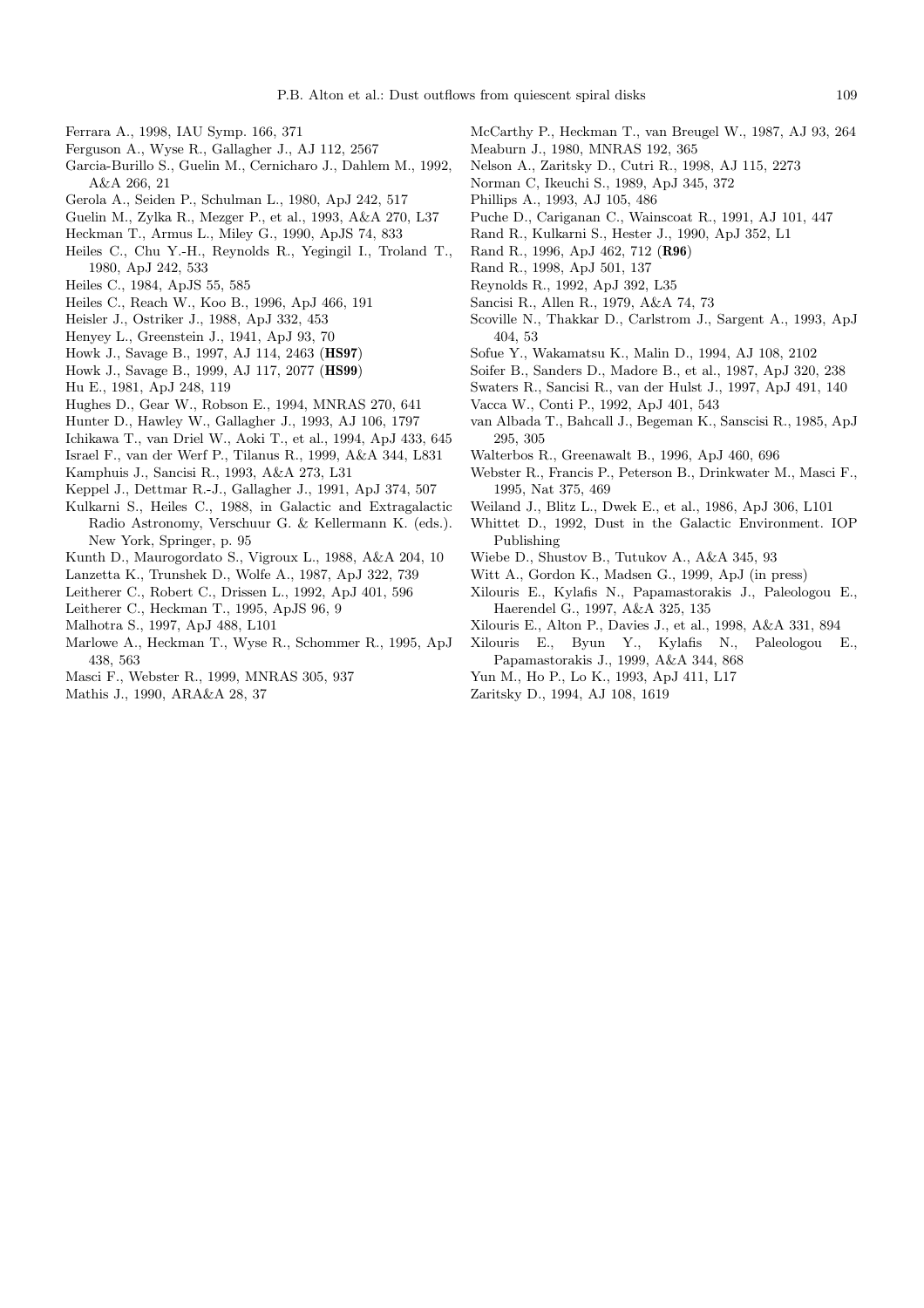Ferrara A., 1998, IAU Symp. 166, 371

Ferguson A., Wyse R., Gallagher J., AJ 112, 2567

Garcia-Burillo S., Guelin M., Cernicharo J., Dahlem M., 1992, A&A 266, 21

Gerola A., Seiden P., Schulman L., 1980, ApJ 242, 517

Guelin M., Zylka R., Mezger P., et al., 1993, A&A 270, L37

Heckman T., Armus L., Miley G., 1990, ApJS 74, 833

Heiles C., Chu Y.-H., Reynolds R., Yegingil I., Troland T., 1980, ApJ 242, 533

Heiles C., 1984, ApJS 55, 585

Heiles C., Reach W., Koo B., 1996, ApJ 466, 191

Heisler J., Ostriker J., 1988, ApJ 332, 453

Henyey L., Greenstein J., 1941, ApJ 93, 70

Howk J., Savage B., 1997, AJ 114, 2463 (**HS97**)

Howk J., Savage B., 1999, AJ 117, 2077 (**HS99**)

Hu E., 1981, ApJ 248, 119

Hughes D., Gear W., Robson E., 1994, MNRAS 270, 641

Hunter D., Hawley W., Gallagher J., 1993, AJ 106, 1797

Ichikawa T., van Driel W., Aoki T., et al., 1994, ApJ 433, 645

Israel F., van der Werf P., Tilanus R., 1999, A&A 344, L831

Kamphuis J., Sancisi R., 1993, A&A 273, L31

Keppel J., Dettmar R.-J., Gallagher J., 1991, ApJ 374, 507

Kulkarni S., Heiles C., 1988, in Galactic and Extragalactic Radio Astronomy, Verschuur G. & Kellermann K. (eds.). New York, Springer, p. 95

Kunth D., Maurogordato S., Vigroux L., 1988, A&A 204, 10

Lanzetta K., Trunshek D., Wolfe A., 1987, ApJ 322, 739

Leitherer C., Robert C., Drissen L., 1992, ApJ 401, 596

Leitherer C., Heckman T., 1995, ApJS 96, 9

Malhotra S., 1997, ApJ 488, L101

Marlowe A., Heckman T., Wyse R., Schommer R., 1995, ApJ 438, 563

Masci F., Webster R., 1999, MNRAS 305, 937

Mathis J., 1990, ARA&A 28, 37

McCarthy P., Heckman T., van Breugel W., 1987, AJ 93, 264

Meaburn J., 1980, MNRAS 192, 365

Nelson A., Zaritsky D., Cutri R., 1998, AJ 115, 2273

Norman C, Ikeuchi S., 1989, ApJ 345, 372

Phillips A., 1993, AJ 105, 486

Puche D., Cariganan C., Wainscoat R., 1991, AJ 101, 447

Rand R., Kulkarni S., Hester J., 1990, ApJ 352, L1

Rand R., 1996, ApJ 462, 712 (**R96**)

Rand R., 1998, ApJ 501, 137

Reynolds R., 1992, ApJ 392, L35

Sancisi R., Allen R., 1979, A&A 74, 73

Scoville N., Thakkar D., Carlstrom J., Sargent A., 1993, ApJ 404, 53

Sofue Y., Wakamatsu K., Malin D., 1994, AJ 108, 2102

Soifer B., Sanders D., Madore B., et al., 1987, ApJ 320, 238

Swaters R., Sancisi R., van der Hulst J., 1997, ApJ 491, 140

Vacca W., Conti P., 1992, ApJ 401, 543

van Albada T., Bahcall J., Begeman K., Sanscisi R., 1985, ApJ 295, 305

Walterbos R., Greenawalt B., 1996, ApJ 460, 696

Webster R., Francis P., Peterson B., Drinkwater M., Masci F., 1995, Nat 375, 469

Weiland J., Blitz L., Dwek E., et al., 1986, ApJ 306, L101

Whittet D., 1992, Dust in the Galactic Environment. IOP Publishing

Wiebe D., Shustov B., Tutukov A., A&A 345, 93

Witt A., Gordon K., Madsen G., 1999, ApJ (in press)

Xilouris E., Kylafis N., Papamastorakis J., Paleologou E., Haerendel G., 1997, A&A 325, 135

Xilouris E., Alton P., Davies J., et al., 1998, A&A 331, 894

Xilouris E., Byun Y., Kylafis N., Paleologou E., Papamastorakis J., 1999, A&A 344, 868

Yun M., Ho P., Lo K., 1993, ApJ 411, L17

Zaritsky D., 1994, AJ 108, 1619